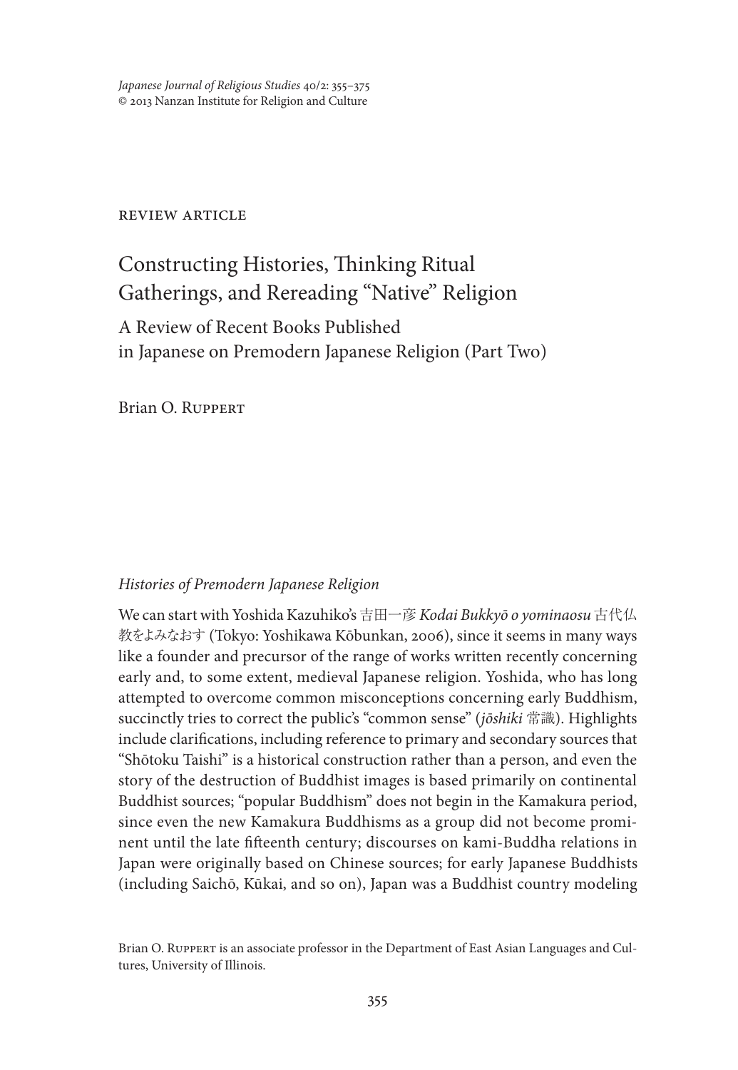review article

# Constructing Histories, Thinking Ritual Gatherings, and Rereading "Native" Religion

## A Review of Recent Books Published in Japanese on Premodern Japanese Religion (Part Two)

Brian O. Ruppert

### *Histories of Premodern Japanese Religion*

We can start with Yoshida Kazuhiko's 吉田一彦 *Kodai Bukkyō o yominaosu* 古代仏教をよみなおす (Tokyo: Yoshikawa Kōbunkan, 2006), since it seems in many ways like a founder and precursor of the range of works written recently concerning early and, to some extent, medieval Japanese religion. Yoshida, who has long attempted to overcome common misconceptions concerning early Buddhism, succinctly tries to correct the public's "common sense" (*jōshiki* 常識). Highlights include clarifications, including reference to primary and secondary sources that "Shōtoku Taishi" is a historical construction rather than a person, and even the story of the destruction of Buddhist images is based primarily on continental Buddhist sources; "popular Buddhism" does not begin in the Kamakura period, since even the new Kamakura Buddhisms as a group did not become prominent until the late fifteenth century; discourses on kami-Buddha relations in Japan were originally based on Chinese sources; for early Japanese Buddhists (including Saichō, Kūkai, and so on), Japan was a Buddhist country modeling

Brian O. Ruppert is an associate professor in the Department of East Asian Languages and Cultures, University of Illinois.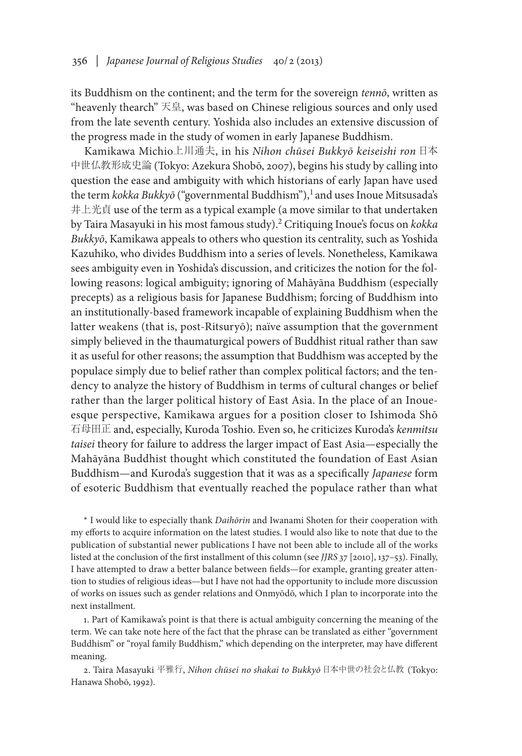its Buddhism on the continent; and the term for the sovereign *tennō*, written as "heavenly thearch" 天皇, was based on Chinese religious sources and only used from the late seventh century. Yoshida also includes an extensive discussion of the progress made in the study of women in early Japanese Buddhism.

Kamikawa Michio上川通夫, in his *Nihon chūsei Bukkyō keiseishi ron* 日本中世仏教形成史論 (Tokyo: Azekura Shobō, 2007), begins his study by calling into question the ease and ambiguity with which historians of early Japan have used the term *kokka Bukkyō* ("governmental Buddhism"),[1] and uses Inoue Mitsusada's 井上光貞 use of the term as a typical example (a move similar to that undertaken by Taira Masayuki in his most famous study).[2] Critiquing Inoue's focus on *kokka Bukkyō*, Kamikawa appeals to others who question its centrality, such as Yoshida Kazuhiko, who divides Buddhism into a series of levels. Nonetheless, Kamikawa sees ambiguity even in Yoshida's discussion, and criticizes the notion for the following reasons: logical ambiguity; ignoring of Mahāyāna Buddhism (especially precepts) as a religious basis for Japanese Buddhism; forcing of Buddhism into an institutionally-based framework incapable of explaining Buddhism when the latter weakens (that is, post-Ritsuryō); naïve assumption that the government simply believed in the thaumaturgical powers of Buddhist ritual rather than saw it as useful for other reasons; the assumption that Buddhism was accepted by the populace simply due to belief rather than complex political factors; and the tendency to analyze the history of Buddhism in terms of cultural changes or belief rather than the larger political history of East Asia. In the place of an Inoue-esque perspective, Kamikawa argues for a position closer to Ishimoda Shō 石母田正 and, especially, Kuroda Toshio. Even so, he criticizes Kuroda's *kenmitsu taisei* theory for failure to address the larger impact of East Asia—especially the Mahāyāna Buddhist thought which constituted the foundation of East Asian Buddhism—and Kuroda's suggestion that it was as a specifically *Japanese* form of esoteric Buddhism that eventually reached the populace rather than what

\* I would like to especially thank *Daihōrin* and Iwanami Shoten for their cooperation with my efforts to acquire information on the latest studies. I would also like to note that due to the publication of substantial newer publications I have not been able to include all of the works listed at the conclusion of the first installment of this column (see *JJRS* 37 [2010], 137–53). Finally, I have attempted to draw a better balance between fields—for example, granting greater attention to studies of religious ideas—but I have not had the opportunity to include more discussion of works on issues such as gender relations and Onmyōdō, which I plan to incorporate into the next installment.

1. Part of Kamikawa's point is that there is actual ambiguity concerning the meaning of the term. We can take note here of the fact that the phrase can be translated as either "government Buddhism" or "royal family Buddhism," which depending on the interpreter, may have different meaning.

2. Taira Masayuki 平雅行, *Nihon chūsei no shakai to Bukkyō* 日本中世の社会と仏教 (Tokyo: Hanawa Shobō, 1992).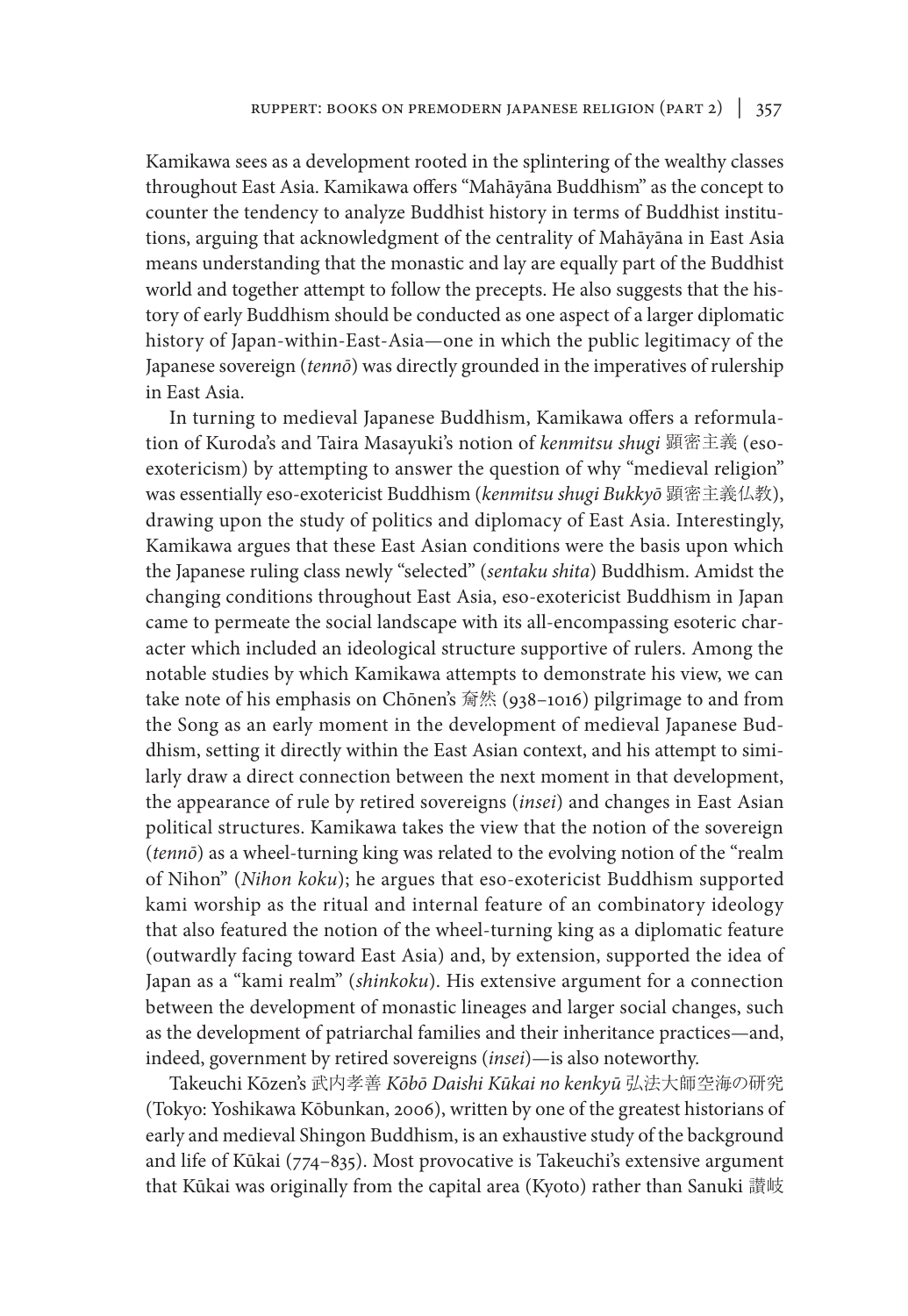Kamikawa sees as a development rooted in the splintering of the wealthy classes throughout East Asia. Kamikawa offers "Mahāyāna Buddhism" as the concept to counter the tendency to analyze Buddhist history in terms of Buddhist institutions, arguing that acknowledgment of the centrality of Mahāyāna in East Asia means understanding that the monastic and lay are equally part of the Buddhist world and together attempt to follow the precepts. He also suggests that the history of early Buddhism should be conducted as one aspect of a larger diplomatic history of Japan-within-East-Asia—one in which the public legitimacy of the Japanese sovereign (*tennō*) was directly grounded in the imperatives of rulership in East Asia.

In turning to medieval Japanese Buddhism, Kamikawa offers a reformulation of Kuroda's and Taira Masayuki's notion of *kenmitsu shugi* 顕密主義 (eso-exotericism) by attempting to answer the question of why "medieval religion" was essentially eso-exotericist Buddhism (*kenmitsu shugi Bukkyō* 顕密主義仏教), drawing upon the study of politics and diplomacy of East Asia. Interestingly, Kamikawa argues that these East Asian conditions were the basis upon which the Japanese ruling class newly "selected" (*sentaku shita*) Buddhism. Amidst the changing conditions throughout East Asia, eso-exotericist Buddhism in Japan came to permeate the social landscape with its all-encompassing esoteric character which included an ideological structure supportive of rulers. Among the notable studies by which Kamikawa attempts to demonstrate his view, we can take note of his emphasis on Chōnen's 奝然 (938–1016) pilgrimage to and from the Song as an early moment in the development of medieval Japanese Buddhism, setting it directly within the East Asian context, and his attempt to similarly draw a direct connection between the next moment in that development, the appearance of rule by retired sovereigns (*insei*) and changes in East Asian political structures. Kamikawa takes the view that the notion of the sovereign (*tennō*) as a wheel-turning king was related to the evolving notion of the "realm of Nihon" (*Nihon koku*); he argues that eso-exotericist Buddhism supported kami worship as the ritual and internal feature of an combinatory ideology that also featured the notion of the wheel-turning king as a diplomatic feature (outwardly facing toward East Asia) and, by extension, supported the idea of Japan as a "kami realm" (*shinkoku*). His extensive argument for a connection between the development of monastic lineages and larger social changes, such as the development of patriarchal families and their inheritance practices—and, indeed, government by retired sovereigns (*insei*)—is also noteworthy.

Takeuchi Kōzen's 武内孝善 *Kōbō Daishi Kūkai no kenkyū* 弘法大師空海の研究 (Tokyo: Yoshikawa Kōbunkan, 2006), written by one of the greatest historians of early and medieval Shingon Buddhism, is an exhaustive study of the background and life of Kūkai (774–835). Most provocative is Takeuchi's extensive argument that Kūkai was originally from the capital area (Kyoto) rather than Sanuki 讃岐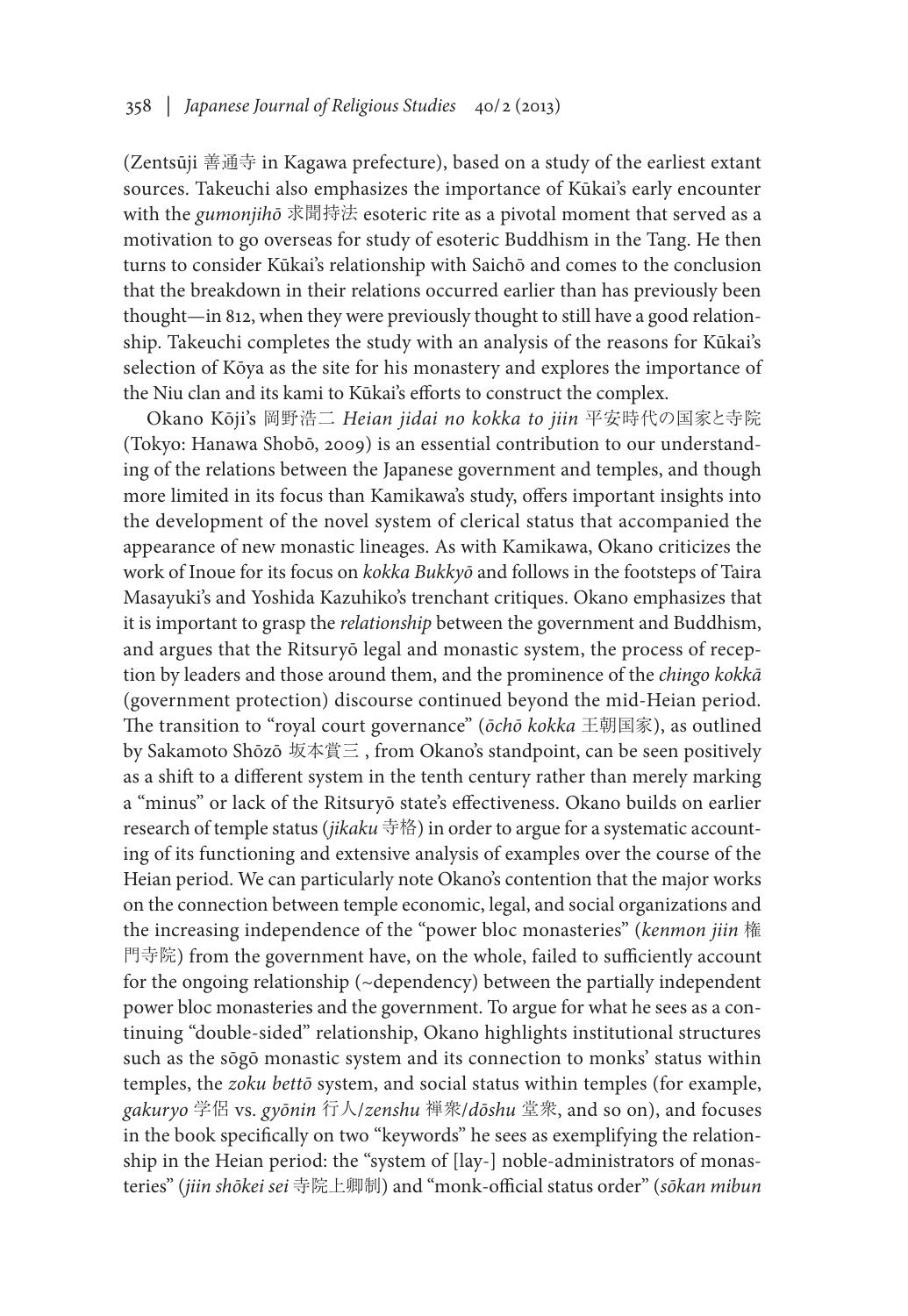(Zentsūji 善通寺 in Kagawa prefecture), based on a study of the earliest extant sources. Takeuchi also emphasizes the importance of Kūkai's early encounter with the *gumonjihō* 求聞持法 esoteric rite as a pivotal moment that served as a motivation to go overseas for study of esoteric Buddhism in the Tang. He then turns to consider Kūkai's relationship with Saichō and comes to the conclusion that the breakdown in their relations occurred earlier than has previously been thought—in 812, when they were previously thought to still have a good relationship. Takeuchi completes the study with an analysis of the reasons for Kūkai's selection of Kōya as the site for his monastery and explores the importance of the Niu clan and its kami to Kūkai's efforts to construct the complex.

Okano Kōji's 岡野浩二 *Heian jidai no kokka to jiin* 平安時代の国家と寺院 (Tokyo: Hanawa Shobō, 2009) is an essential contribution to our understanding of the relations between the Japanese government and temples, and though more limited in its focus than Kamikawa's study, offers important insights into the development of the novel system of clerical status that accompanied the appearance of new monastic lineages. As with Kamikawa, Okano criticizes the work of Inoue for its focus on *kokka Bukkyō* and follows in the footsteps of Taira Masayuki's and Yoshida Kazuhiko's trenchant critiques. Okano emphasizes that it is important to grasp the *relationship* between the government and Buddhism, and argues that the Ritsuryō legal and monastic system, the process of reception by leaders and those around them, and the prominence of the *chingo kokkā* (government protection) discourse continued beyond the mid-Heian period. The transition to "royal court governance" (*ōchō kokka* 王朝国家), as outlined by Sakamoto Shōzō 坂本賞三 , from Okano's standpoint, can be seen positively as a shift to a different system in the tenth century rather than merely marking a "minus" or lack of the Ritsuryō state's effectiveness. Okano builds on earlier research of temple status (*jikaku* 寺格) in order to argue for a systematic accounting of its functioning and extensive analysis of examples over the course of the Heian period. We can particularly note Okano's contention that the major works on the connection between temple economic, legal, and social organizations and the increasing independence of the "power bloc monasteries" (*kenmon jiin* 権門寺院) from the government have, on the whole, failed to sufficiently account for the ongoing relationship (~dependency) between the partially independent power bloc monasteries and the government. To argue for what he sees as a continuing "double-sided" relationship, Okano highlights institutional structures such as the sōgō monastic system and its connection to monks' status within temples, the *zoku bettō* system, and social status within temples (for example, *gakuryo* 学侶 vs. *gyōnin* 行人/*zenshu* 禅衆/*dōshu* 堂衆, and so on), and focuses in the book specifically on two "keywords" he sees as exemplifying the relationship in the Heian period: the "system of [lay-] noble-administrators of monasteries" (*jiin shōkei sei* 寺院上卿制) and "monk-official status order" (*sōkan mibun*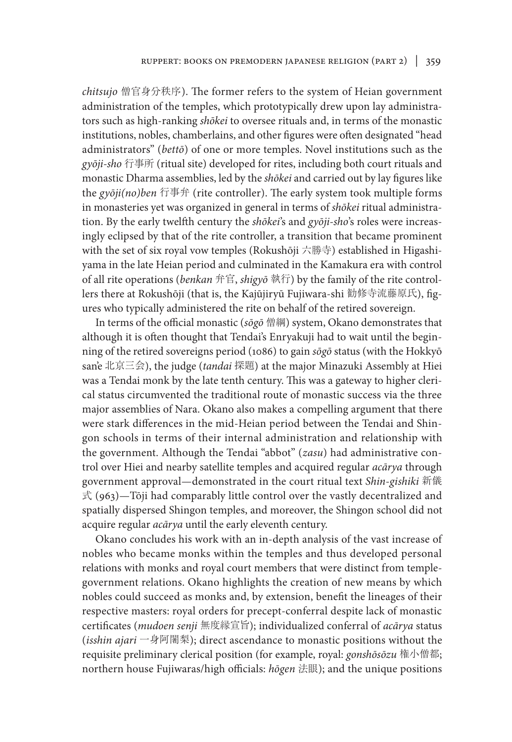*chitsujo* 僧官身分秩序). The former refers to the system of Heian government administration of the temples, which prototypically drew upon lay administrators such as high-ranking *shōkei* to oversee rituals and, in terms of the monastic institutions, nobles, chamberlains, and other figures were often designated "head administrators" (*bettō*) of one or more temples. Novel institutions such as the *gyōji-sho* 行事所 (ritual site) developed for rites, including both court rituals and monastic Dharma assemblies, led by the *shōkei* and carried out by lay figures like the *gyōji(no)ben* 行事弁 (rite controller). The early system took multiple forms in monasteries yet was organized in general in terms of *shōkei* ritual administration. By the early twelfth century the *shōkei*'s and *gyōji-sho*'s roles were increasingly eclipsed by that of the rite controller, a transition that became prominent with the set of six royal vow temples (Rokushōji 六勝寺) established in Higashiyama in the late Heian period and culminated in the Kamakura era with control of all rite operations (*benkan* 弁官, *shigyō* 執行) by the family of the rite controllers there at Rokushōji (that is, the Kajūjiryū Fujiwara-shi 勧修寺流藤原氏), figures who typically administered the rite on behalf of the retired sovereign.

In terms of the official monastic (*sōgō* 僧綱) system, Okano demonstrates that although it is often thought that Tendai's Enryakuji had to wait until the beginning of the retired sovereigns period (1086) to gain *sōgō* status (with the Hokkyō san'e 北京三会), the judge (*tandai* 探題) at the major Minazuki Assembly at Hiei was a Tendai monk by the late tenth century. This was a gateway to higher clerical status circumvented the traditional route of monastic success via the three major assemblies of Nara. Okano also makes a compelling argument that there were stark differences in the mid-Heian period between the Tendai and Shingon schools in terms of their internal administration and relationship with the government. Although the Tendai "abbot" (*zasu*) had administrative control over Hiei and nearby satellite temples and acquired regular *acārya* through government approval—demonstrated in the court ritual text *Shin-gishiki* 新儀式 (963)—Tōji had comparably little control over the vastly decentralized and spatially dispersed Shingon temples, and moreover, the Shingon school did not acquire regular *acārya* until the early eleventh century.

Okano concludes his work with an in-depth analysis of the vast increase of nobles who became monks within the temples and thus developed personal relations with monks and royal court members that were distinct from temple-government relations. Okano highlights the creation of new means by which nobles could succeed as monks and, by extension, benefit the lineages of their respective masters: royal orders for precept-conferral despite lack of monastic certificates (*mudoen senji* 無度縁宣旨); individualized conferral of *acārya* status (*isshin ajari* 一身阿闍梨); direct ascendance to monastic positions without the requisite preliminary clerical position (for example, royal: *gonshōsōzu* 権小僧都; northern house Fujiwaras/high officials: *hōgen* 法眼); and the unique positions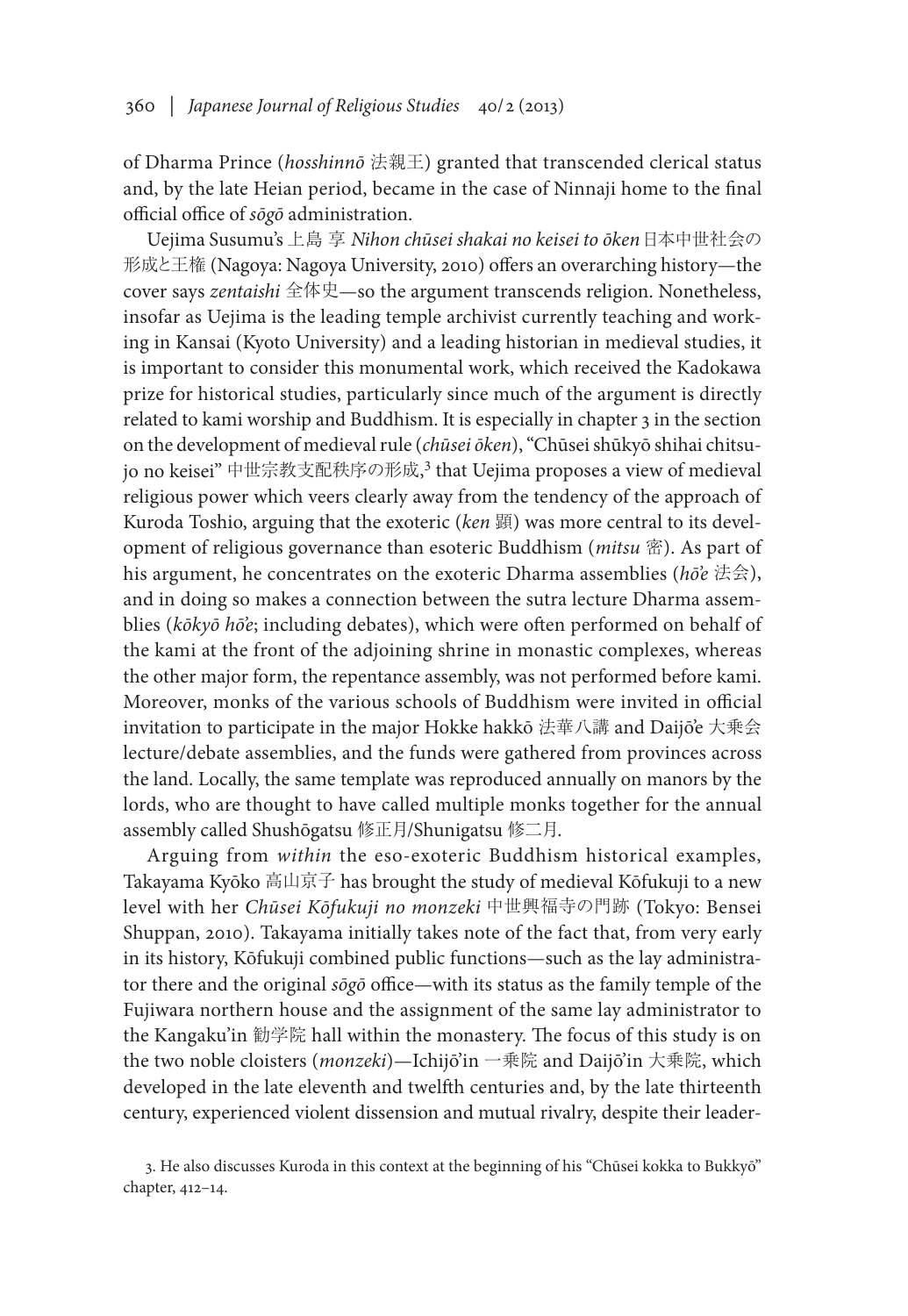of Dharma Prince (*hosshinnō* 法親王) granted that transcended clerical status and, by the late Heian period, became in the case of Ninnaji home to the final official office of *sōgō* administration.

Uejima Susumu's 上島 享 *Nihon chūsei shakai no keisei to ōken* 日本中世社会の形成と王権 (Nagoya: Nagoya University, 2010) offers an overarching history—the cover says *zentaishi* 全体史—so the argument transcends religion. Nonetheless, insofar as Uejima is the leading temple archivist currently teaching and working in Kansai (Kyoto University) and a leading historian in medieval studies, it is important to consider this monumental work, which received the Kadokawa prize for historical studies, particularly since much of the argument is directly related to kami worship and Buddhism. It is especially in chapter 3 in the section on the development of medieval rule (*chūsei ōken*), "Chūsei shūkyō shihai chitsujo no keisei" 中世宗教支配秩序の形成,[3] that Uejima proposes a view of medieval religious power which veers clearly away from the tendency of the approach of Kuroda Toshio, arguing that the exoteric (*ken* 顕) was more central to its development of religious governance than esoteric Buddhism (*mitsu* 密). As part of his argument, he concentrates on the exoteric Dharma assemblies (*hōʾe* 法会), and in doing so makes a connection between the sutra lecture Dharma assemblies (*kōkyō hōʾe*; including debates), which were often performed on behalf of the kami at the front of the adjoining shrine in monastic complexes, whereas the other major form, the repentance assembly, was not performed before kami. Moreover, monks of the various schools of Buddhism were invited in official invitation to participate in the major Hokke hakkō 法華八講 and Daijōʾe 大乗会 lecture/debate assemblies, and the funds were gathered from provinces across the land. Locally, the same template was reproduced annually on manors by the lords, who are thought to have called multiple monks together for the annual assembly called Shushōgatsu 修正月/Shunigatsu 修二月.

Arguing from *within* the eso-exoteric Buddhism historical examples, Takayama Kyōko 高山京子 has brought the study of medieval Kōfukuji to a new level with her *Chūsei Kōfukuji no monzeki* 中世興福寺の門跡 (Tokyo: Bensei Shuppan, 2010). Takayama initially takes note of the fact that, from very early in its history, Kōfukuji combined public functions—such as the lay administrator there and the original *sōgō* office—with its status as the family temple of the Fujiwara northern house and the assignment of the same lay administrator to the Kangaku'in 勧学院 hall within the monastery. The focus of this study is on the two noble cloisters (*monzeki*)—Ichijō'in 一乗院 and Daijō'in 大乗院, which developed in the late eleventh and twelfth centuries and, by the late thirteenth century, experienced violent dissension and mutual rivalry, despite their leader-

3. He also discusses Kuroda in this context at the beginning of his "Chūsei kokka to Bukkyō" chapter, 412–14.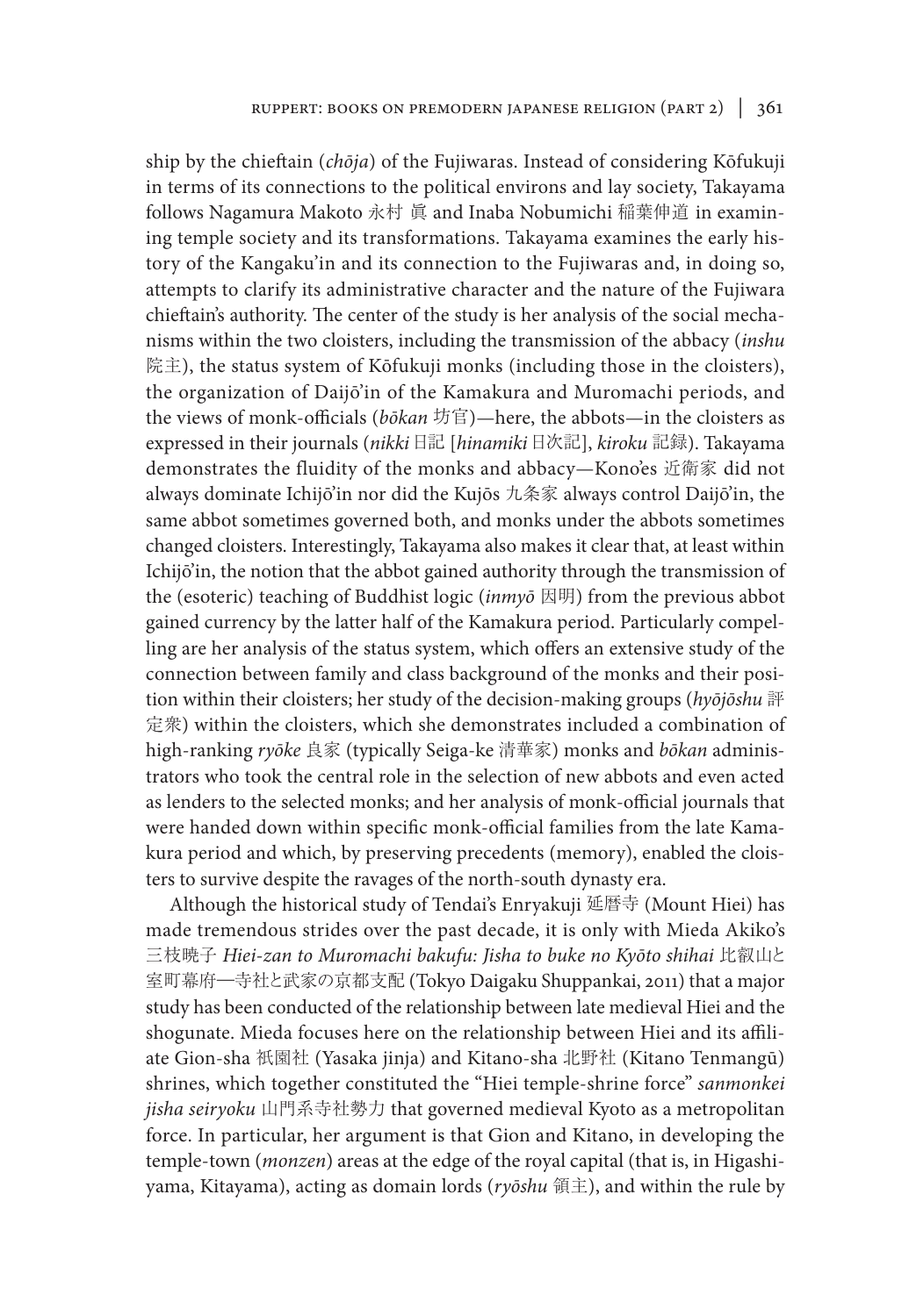ship by the chieftain (*chōja*) of the Fujiwaras. Instead of considering Kōfukuji in terms of its connections to the political environs and lay society, Takayama follows Nagamura Makoto 永村 眞 and Inaba Nobumichi 稲葉伸道 in examining temple society and its transformations. Takayama examines the early history of the Kangaku'in and its connection to the Fujiwaras and, in doing so, attempts to clarify its administrative character and the nature of the Fujiwara chieftain's authority. The center of the study is her analysis of the social mechanisms within the two cloisters, including the transmission of the abbacy (*inshu* 院主), the status system of Kōfukuji monks (including those in the cloisters), the organization of Daijō'in of the Kamakura and Muromachi periods, and the views of monk-officials (*bōkan* 坊官)—here, the abbots—in the cloisters as expressed in their journals (*nikki* 日記 [*hinamiki* 日次記], *kiroku* 記録). Takayama demonstrates the fluidity of the monks and abbacy—Kono'es 近衛家 did not always dominate Ichijō'in nor did the Kujōs 九条家 always control Daijō'in, the same abbot sometimes governed both, and monks under the abbots sometimes changed cloisters. Interestingly, Takayama also makes it clear that, at least within Ichijō'in, the notion that the abbot gained authority through the transmission of the (esoteric) teaching of Buddhist logic (*inmyō* 因明) from the previous abbot gained currency by the latter half of the Kamakura period. Particularly compelling are her analysis of the status system, which offers an extensive study of the connection between family and class background of the monks and their position within their cloisters; her study of the decision-making groups (*hyōjōshu* 評定衆) within the cloisters, which she demonstrates included a combination of high-ranking *ryōke* 良家 (typically Seiga-ke 清華家) monks and *bōkan* administrators who took the central role in the selection of new abbots and even acted as lenders to the selected monks; and her analysis of monk-official journals that were handed down within specific monk-official families from the late Kamakura period and which, by preserving precedents (memory), enabled the cloisters to survive despite the ravages of the north-south dynasty era.

Although the historical study of Tendai's Enryakuji 延暦寺 (Mount Hiei) has made tremendous strides over the past decade, it is only with Mieda Akiko's 三枝暁子 *Hiei-zan to Muromachi bakufu: Jisha to buke no Kyōto shihai* 比叡山と室町幕府—寺社と武家の京都支配 (Tokyo Daigaku Shuppankai, 2011) that a major study has been conducted of the relationship between late medieval Hiei and the shogunate. Mieda focuses here on the relationship between Hiei and its affiliate Gion-sha 祇園社 (Yasaka jinja) and Kitano-sha 北野社 (Kitano Tenmangū) shrines, which together constituted the "Hiei temple-shrine force" *sanmonkei jisha seiryoku* 山門系寺社勢力 that governed medieval Kyoto as a metropolitan force. In particular, her argument is that Gion and Kitano, in developing the temple-town (*monzen*) areas at the edge of the royal capital (that is, in Higashiyama, Kitayama), acting as domain lords (*ryōshu* 領主), and within the rule by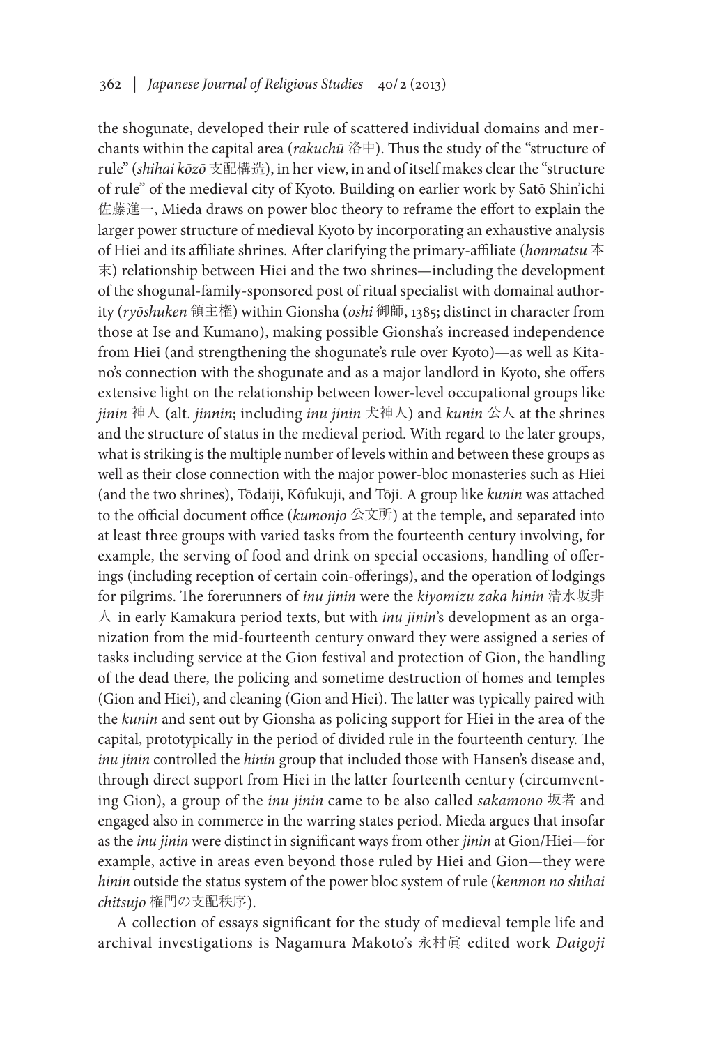the shogunate, developed their rule of scattered individual domains and merchants within the capital area (*rakuchū* 洛中). Thus the study of the "structure of rule" (*shihai kōzō* 支配構造), in her view, in and of itself makes clear the "structure of rule" of the medieval city of Kyoto. Building on earlier work by Satō Shin'ichi 佐藤進一, Mieda draws on power bloc theory to reframe the effort to explain the larger power structure of medieval Kyoto by incorporating an exhaustive analysis of Hiei and its affiliate shrines. After clarifying the primary-affiliate (*honmatsu* 本末) relationship between Hiei and the two shrines—including the development of the shogunal-family-sponsored post of ritual specialist with domainal authority (*ryōshuken* 領主権) within Gionsha (*oshi* 御師, 1385; distinct in character from those at Ise and Kumano), making possible Gionsha's increased independence from Hiei (and strengthening the shogunate's rule over Kyoto)—as well as Kitano's connection with the shogunate and as a major landlord in Kyoto, she offers extensive light on the relationship between lower-level occupational groups like *jinin* 神人 (alt. *jinnin*; including *inu jinin* 犬神人) and *kunin* 公人 at the shrines and the structure of status in the medieval period. With regard to the later groups, what is striking is the multiple number of levels within and between these groups as well as their close connection with the major power-bloc monasteries such as Hiei (and the two shrines), Tōdaiji, Kōfukuji, and Tōji. A group like *kunin* was attached to the official document office (*kumonjo* 公文所) at the temple, and separated into at least three groups with varied tasks from the fourteenth century involving, for example, the serving of food and drink on special occasions, handling of offerings (including reception of certain coin-offerings), and the operation of lodgings for pilgrims. The forerunners of *inu jinin* were the *kiyomizu zaka hinin* 清水坂非人 in early Kamakura period texts, but with *inu jinin*'s development as an organization from the mid-fourteenth century onward they were assigned a series of tasks including service at the Gion festival and protection of Gion, the handling of the dead there, the policing and sometime destruction of homes and temples (Gion and Hiei), and cleaning (Gion and Hiei). The latter was typically paired with the *kunin* and sent out by Gionsha as policing support for Hiei in the area of the capital, prototypically in the period of divided rule in the fourteenth century. The *inu jinin* controlled the *hinin* group that included those with Hansen's disease and, through direct support from Hiei in the latter fourteenth century (circumventing Gion), a group of the *inu jinin* came to be also called *sakamono* 坂者 and engaged also in commerce in the warring states period. Mieda argues that insofar as the *inu jinin* were distinct in significant ways from other *jinin* at Gion/Hiei—for example, active in areas even beyond those ruled by Hiei and Gion—they were *hinin* outside the status system of the power bloc system of rule (*kenmon no shihai chitsujo* 権門の支配秩序).

A collection of essays significant for the study of medieval temple life and archival investigations is Nagamura Makoto's 永村眞 edited work *Daigoji*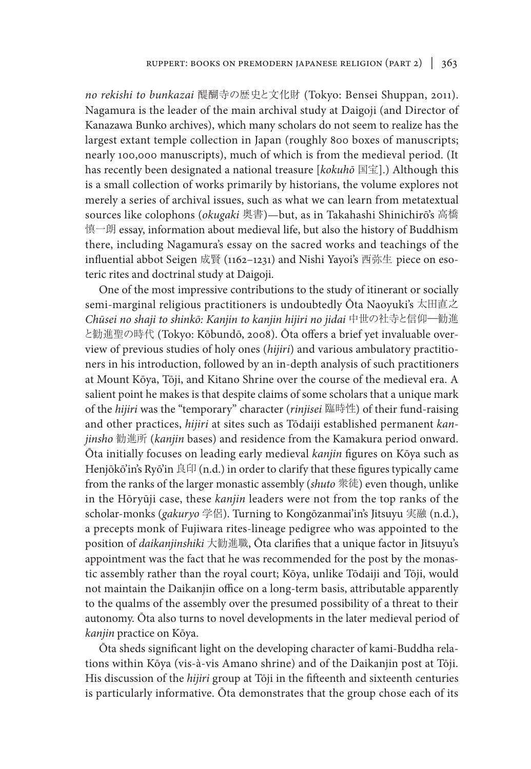*no rekishi to bunkazai* 醍醐寺の歴史と文化財 (Tokyo: Bensei Shuppan, 2011). Nagamura is the leader of the main archival study at Daigoji (and Director of Kanazawa Bunko archives), which many scholars do not seem to realize has the largest extant temple collection in Japan (roughly 800 boxes of manuscripts; nearly 100,000 manuscripts), much of which is from the medieval period. (It has recently been designated a national treasure [*kokuhō* 国宝].) Although this is a small collection of works primarily by historians, the volume explores not merely a series of archival issues, such as what we can learn from metatextual sources like colophons (*okugaki* 奥書)—but, as in Takahashi Shinichirō's 高橋慎一朗 essay, information about medieval life, but also the history of Buddhism there, including Nagamura's essay on the sacred works and teachings of the influential abbot Seigen 成賢 (1162–1231) and Nishi Yayoi's 西弥生 piece on esoteric rites and doctrinal study at Daigoji.

One of the most impressive contributions to the study of itinerant or socially semi-marginal religious practitioners is undoubtedly Ōta Naoyuki's 太田直之 *Chūsei no shaji to shinkō: Kanjin to kanjin hijiri no jidai* 中世の社寺と信仰―勧進と勧進聖の時代 (Tokyo: Kōbundō, 2008). Ōta offers a brief yet invaluable overview of previous studies of holy ones (*hijiri*) and various ambulatory practitioners in his introduction, followed by an in-depth analysis of such practitioners at Mount Kōya, Tōji, and Kitano Shrine over the course of the medieval era. A salient point he makes is that despite claims of some scholars that a unique mark of the *hijiri* was the "temporary" character (*rinjisei* 臨時性) of their fund-raising and other practices, *hijiri* at sites such as Tōdaiji established permanent *kanjinsho* 勧進所 (*kanjin* bases) and residence from the Kamakura period onward. Ōta initially focuses on leading early medieval *kanjin* figures on Kōya such as Henjōkō'in's Ryō'in 良印 (n.d.) in order to clarify that these figures typically came from the ranks of the larger monastic assembly (*shuto* 衆徒) even though, unlike in the Hōryūji case, these *kanjin* leaders were not from the top ranks of the scholar-monks (*gakuryo* 学侶). Turning to Kongōzanmai'in's Jitsuyu 実融 (n.d.), a precepts monk of Fujiwara rites-lineage pedigree who was appointed to the position of *daikanjinshiki* 大勧進職, Ōta clarifies that a unique factor in Jitsuyu's appointment was the fact that he was recommended for the post by the monastic assembly rather than the royal court; Kōya, unlike Tōdaiji and Tōji, would not maintain the Daikanjin office on a long-term basis, attributable apparently to the qualms of the assembly over the presumed possibility of a threat to their autonomy. Ōta also turns to novel developments in the later medieval period of *kanjin* practice on Kōya.

Ōta sheds significant light on the developing character of kami-Buddha relations within Kōya (vis-à-vis Amano shrine) and of the Daikanjin post at Tōji. His discussion of the *hijiri* group at Tōji in the fifteenth and sixteenth centuries is particularly informative. Ōta demonstrates that the group chose each of its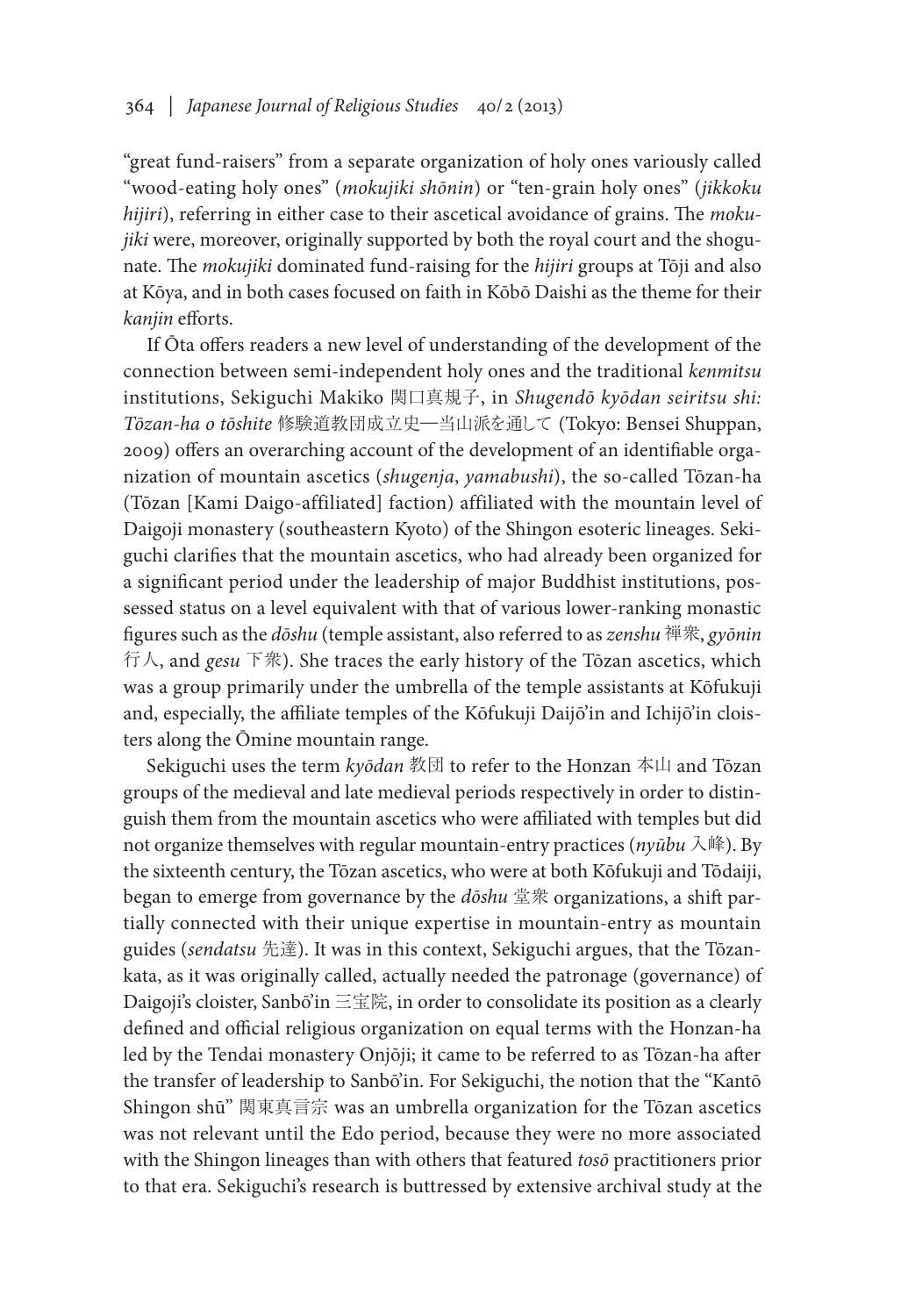"great fund-raisers" from a separate organization of holy ones variously called "wood-eating holy ones" (*mokujiki shōnin*) or "ten-grain holy ones" (*jikkoku hijiri*), referring in either case to their ascetical avoidance of grains. The *mokujiki* were, moreover, originally supported by both the royal court and the shogunate. The *mokujiki* dominated fund-raising for the *hijiri* groups at Tōji and also at Kōya, and in both cases focused on faith in Kōbō Daishi as the theme for their *kanjin* efforts.

If Ōta offers readers a new level of understanding of the development of the connection between semi-independent holy ones and the traditional *kenmitsu* institutions, Sekiguchi Makiko 関口真規子, in *Shugendō kyōdan seiritsu shi: Tōzan-ha o tōshite* 修験道教団成立史—当山派を通して (Tokyo: Bensei Shuppan, 2009) offers an overarching account of the development of an identifiable organization of mountain ascetics (*shugenja*, *yamabushi*), the so-called Tōzan-ha (Tōzan [Kami Daigo-affiliated] faction) affiliated with the mountain level of Daigoji monastery (southeastern Kyoto) of the Shingon esoteric lineages. Sekiguchi clarifies that the mountain ascetics, who had already been organized for a significant period under the leadership of major Buddhist institutions, possessed status on a level equivalent with that of various lower-ranking monastic figures such as the *dōshu* (temple assistant, also referred to as *zenshu* 禅衆, *gyōnin* 行人, and *gesu* 下衆). She traces the early history of the Tōzan ascetics, which was a group primarily under the umbrella of the temple assistants at Kōfukuji and, especially, the affiliate temples of the Kōfukuji Daijō'in and Ichijō'in cloisters along the Ōmine mountain range.

Sekiguchi uses the term *kyōdan* 教団 to refer to the Honzan 本山 and Tōzan groups of the medieval and late medieval periods respectively in order to distinguish them from the mountain ascetics who were affiliated with temples but did not organize themselves with regular mountain-entry practices (*nyūbu* 入峰). By the sixteenth century, the Tōzan ascetics, who were at both Kōfukuji and Tōdaiji, began to emerge from governance by the *dōshu* 堂衆 organizations, a shift partially connected with their unique expertise in mountain-entry as mountain guides (*sendatsu* 先達). It was in this context, Sekiguchi argues, that the Tōzan-kata, as it was originally called, actually needed the patronage (governance) of Daigoji's cloister, Sanbō'in 三宝院, in order to consolidate its position as a clearly defined and official religious organization on equal terms with the Honzan-ha led by the Tendai monastery Onjōji; it came to be referred to as Tōzan-ha after the transfer of leadership to Sanbō'in. For Sekiguchi, the notion that the "Kantō Shingon shū" 関東真言宗 was an umbrella organization for the Tōzan ascetics was not relevant until the Edo period, because they were no more associated with the Shingon lineages than with others that featured *tosō* practitioners prior to that era. Sekiguchi's research is buttressed by extensive archival study at the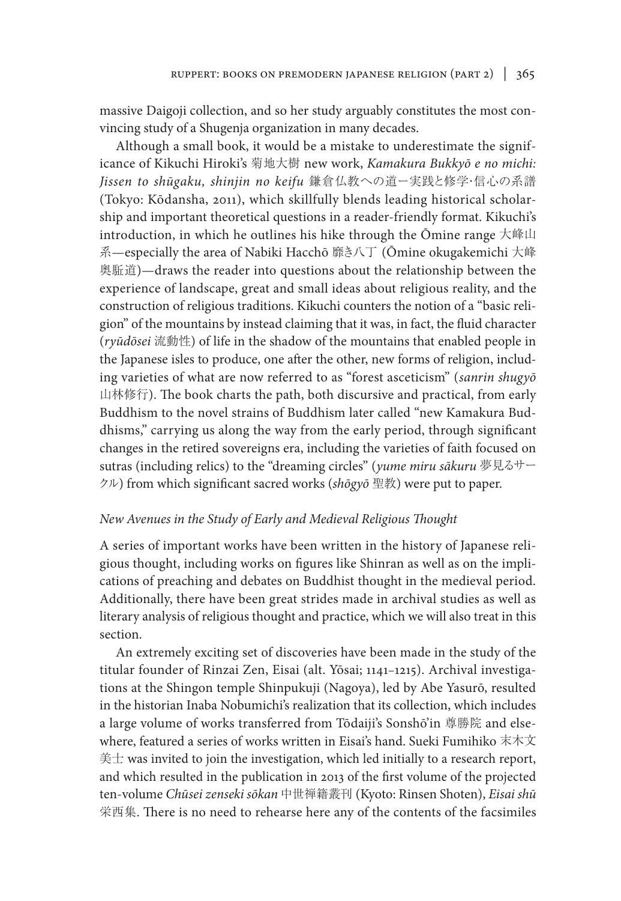massive Daigoji collection, and so her study arguably constitutes the most convincing study of a Shugenja organization in many decades.

Although a small book, it would be a mistake to underestimate the significance of Kikuchi Hiroki's 菊地大樹 new work, *Kamakura Bukkyō e no michi: Jissen to shūgaku, shinjin no keifu* 鎌倉仏教への道ー実践と修学·信心の系譜 (Tokyo: Kōdansha, 2011), which skillfully blends leading historical scholarship and important theoretical questions in a reader-friendly format. Kikuchi's introduction, in which he outlines his hike through the Ōmine range 大峰山系—especially the area of Nabiki Hacchō 靡き八丁 (Ōmine okugakemichi 大峰奥駈道)—draws the reader into questions about the relationship between the experience of landscape, great and small ideas about religious reality, and the construction of religious traditions. Kikuchi counters the notion of a "basic religion" of the mountains by instead claiming that it was, in fact, the fluid character (*ryūdōsei* 流動性) of life in the shadow of the mountains that enabled people in the Japanese isles to produce, one after the other, new forms of religion, including varieties of what are now referred to as "forest asceticism" (*sanrin shugyō* 山林修行). The book charts the path, both discursive and practical, from early Buddhism to the novel strains of Buddhism later called "new Kamakura Buddhisms," carrying us along the way from the early period, through significant changes in the retired sovereigns era, including the varieties of faith focused on sutras (including relics) to the "dreaming circles" (*yume miru sākuru* 夢見るサークル) from which significant sacred works (*shōgyō* 聖教) were put to paper.

*New Avenues in the Study of Early and Medieval Religious Thought*

A series of important works have been written in the history of Japanese religious thought, including works on figures like Shinran as well as on the implications of preaching and debates on Buddhist thought in the medieval period. Additionally, there have been great strides made in archival studies as well as literary analysis of religious thought and practice, which we will also treat in this section.

An extremely exciting set of discoveries have been made in the study of the titular founder of Rinzai Zen, Eisai (alt. Yōsai; 1141–1215). Archival investigations at the Shingon temple Shinpukuji (Nagoya), led by Abe Yasurō, resulted in the historian Inaba Nobumichi's realization that its collection, which includes a large volume of works transferred from Tōdaiji's Sonshō'in 尊勝院 and elsewhere, featured a series of works written in Eisai's hand. Sueki Fumihiko 末木文美士 was invited to join the investigation, which led initially to a research report, and which resulted in the publication in 2013 of the first volume of the projected ten-volume *Chūsei zenseki sōkan* 中世禅籍叢刊 (Kyoto: Rinsen Shoten), *Eisai shū* 栄西集. There is no need to rehearse here any of the contents of the facsimiles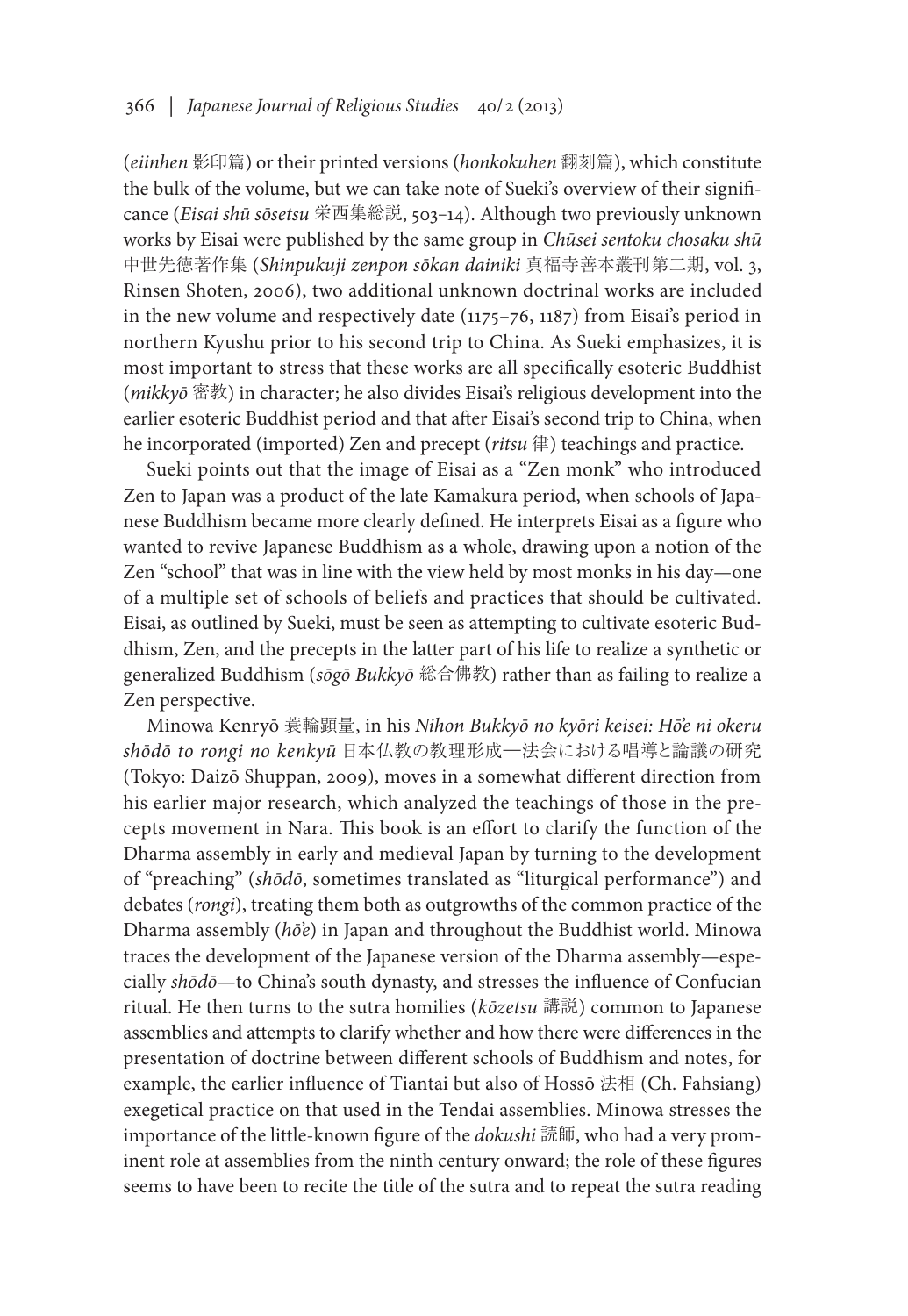(*eiinhen* 影印篇) or their printed versions (*honkokuhen* 翻刻篇), which constitute the bulk of the volume, but we can take note of Sueki's overview of their significance (*Eisai shū sōsetsu* 栄西集総説, 503–14). Although two previously unknown works by Eisai were published by the same group in *Chūsei sentoku chosaku shū* 中世先徳著作集 (*Shinpukuji zenpon sōkan dainiki* 真福寺善本叢刊第二期, vol. 3, Rinsen Shoten, 2006), two additional unknown doctrinal works are included in the new volume and respectively date (1175–76, 1187) from Eisai's period in northern Kyushu prior to his second trip to China. As Sueki emphasizes, it is most important to stress that these works are all specifically esoteric Buddhist (*mikkyō* 密教) in character; he also divides Eisai's religious development into the earlier esoteric Buddhist period and that after Eisai's second trip to China, when he incorporated (imported) Zen and precept (*ritsu* 律) teachings and practice.

Sueki points out that the image of Eisai as a "Zen monk" who introduced Zen to Japan was a product of the late Kamakura period, when schools of Japanese Buddhism became more clearly defined. He interprets Eisai as a figure who wanted to revive Japanese Buddhism as a whole, drawing upon a notion of the Zen "school" that was in line with the view held by most monks in his day—one of a multiple set of schools of beliefs and practices that should be cultivated. Eisai, as outlined by Sueki, must be seen as attempting to cultivate esoteric Buddhism, Zen, and the precepts in the latter part of his life to realize a synthetic or generalized Buddhism (*sōgō Bukkyō* 総合佛教) rather than as failing to realize a Zen perspective.

Minowa Kenryō 蓑輪顕量, in his *Nihon Bukkyō no kyōri keisei: Hōe ni okeru shōdō to rongi no kenkyū* 日本仏教の教理形成—法会における唱導と論議の研究 (Tokyo: Daizō Shuppan, 2009), moves in a somewhat different direction from his earlier major research, which analyzed the teachings of those in the precepts movement in Nara. This book is an effort to clarify the function of the Dharma assembly in early and medieval Japan by turning to the development of "preaching" (*shōdō*, sometimes translated as "liturgical performance") and debates (*rongi*), treating them both as outgrowths of the common practice of the Dharma assembly (*hōe*) in Japan and throughout the Buddhist world. Minowa traces the development of the Japanese version of the Dharma assembly—especially *shōdō*—to China's south dynasty, and stresses the influence of Confucian ritual. He then turns to the sutra homilies (*kōzetsu* 講説) common to Japanese assemblies and attempts to clarify whether and how there were differences in the presentation of doctrine between different schools of Buddhism and notes, for example, the earlier influence of Tiantai but also of Hossō 法相 (Ch. Fahsiang) exegetical practice on that used in the Tendai assemblies. Minowa stresses the importance of the little-known figure of the *dokushi* 読師, who had a very prominent role at assemblies from the ninth century onward; the role of these figures seems to have been to recite the title of the sutra and to repeat the sutra reading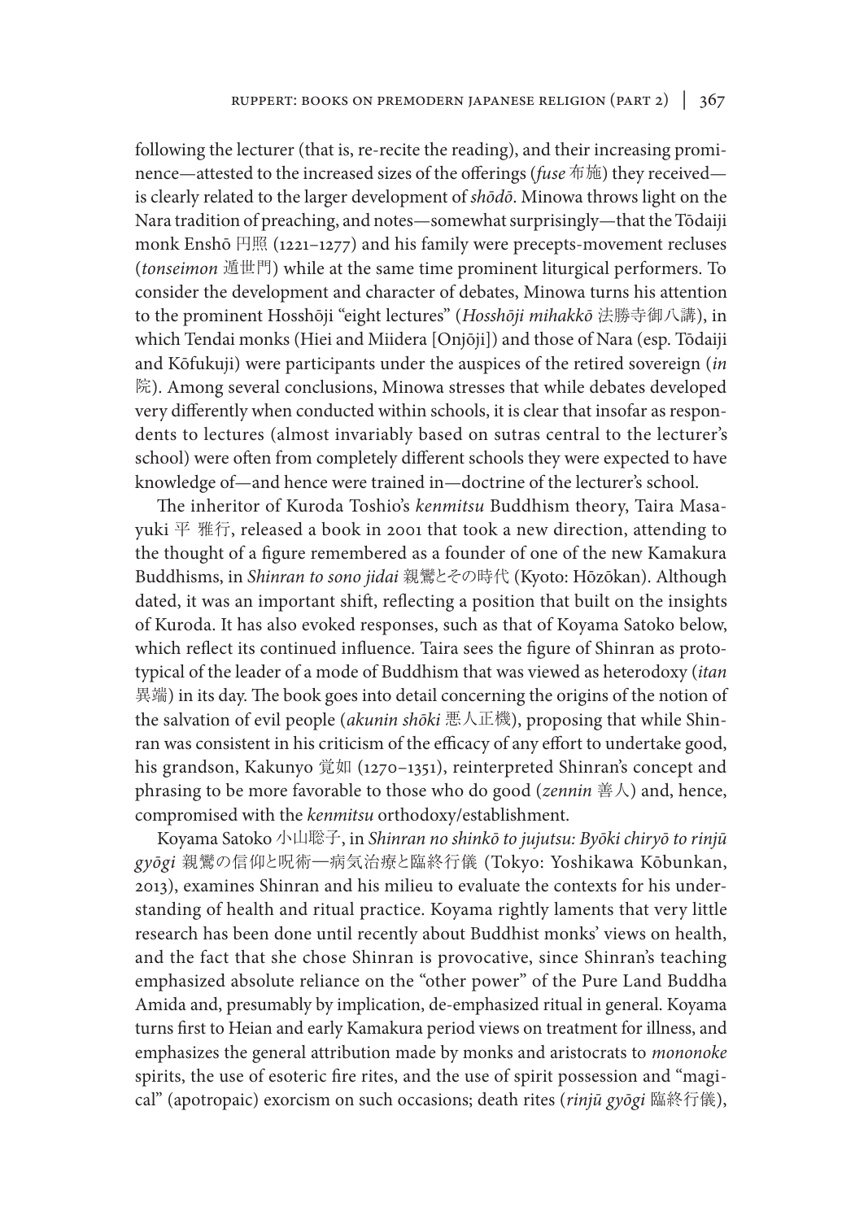following the lecturer (that is, re-recite the reading), and their increasing prominence—attested to the increased sizes of the offerings (*fuse* 布施) they received—is clearly related to the larger development of *shōdō*. Minowa throws light on the Nara tradition of preaching, and notes—somewhat surprisingly—that the Tōdaiji monk Enshō 円照 (1221–1277) and his family were precepts-movement recluses (*tonseimon* 遁世門) while at the same time prominent liturgical performers. To consider the development and character of debates, Minowa turns his attention to the prominent Hosshōji "eight lectures" (*Hosshōji mihakkō* 法勝寺御八講), in which Tendai monks (Hiei and Miidera [Onjōji]) and those of Nara (esp. Tōdaiji and Kōfukuji) were participants under the auspices of the retired sovereign (*in* 院). Among several conclusions, Minowa stresses that while debates developed very differently when conducted within schools, it is clear that insofar as respondents to lectures (almost invariably based on sutras central to the lecturer's school) were often from completely different schools they were expected to have knowledge of—and hence were trained in—doctrine of the lecturer's school.

The inheritor of Kuroda Toshio's *kenmitsu* Buddhism theory, Taira Masayuki 平 雅行, released a book in 2001 that took a new direction, attending to the thought of a figure remembered as a founder of one of the new Kamakura Buddhisms, in *Shinran to sono jidai* 親鸞とその時代 (Kyoto: Hōzōkan). Although dated, it was an important shift, reflecting a position that built on the insights of Kuroda. It has also evoked responses, such as that of Koyama Satoko below, which reflect its continued influence. Taira sees the figure of Shinran as prototypical of the leader of a mode of Buddhism that was viewed as heterodoxy (*itan* 異端) in its day. The book goes into detail concerning the origins of the notion of the salvation of evil people (*akunin shōki* 悪人正機), proposing that while Shinran was consistent in his criticism of the efficacy of any effort to undertake good, his grandson, Kakunyo 覚如 (1270–1351), reinterpreted Shinran's concept and phrasing to be more favorable to those who do good (*zennin* 善人) and, hence, compromised with the *kenmitsu* orthodoxy/establishment.

Koyama Satoko 小山聡子, in *Shinran no shinkō to jujutsu: Byōki chiryō to rinjū gyōgi* 親鸞の信仰と呪術—病気治療と臨終行儀 (Tokyo: Yoshikawa Kōbunkan, 2013), examines Shinran and his milieu to evaluate the contexts for his understanding of health and ritual practice. Koyama rightly laments that very little research has been done until recently about Buddhist monks' views on health, and the fact that she chose Shinran is provocative, since Shinran's teaching emphasized absolute reliance on the "other power" of the Pure Land Buddha Amida and, presumably by implication, de-emphasized ritual in general. Koyama turns first to Heian and early Kamakura period views on treatment for illness, and emphasizes the general attribution made by monks and aristocrats to *mononoke* spirits, the use of esoteric fire rites, and the use of spirit possession and "magical" (apotropaic) exorcism on such occasions; death rites (*rinjū gyōgi* 臨終行儀),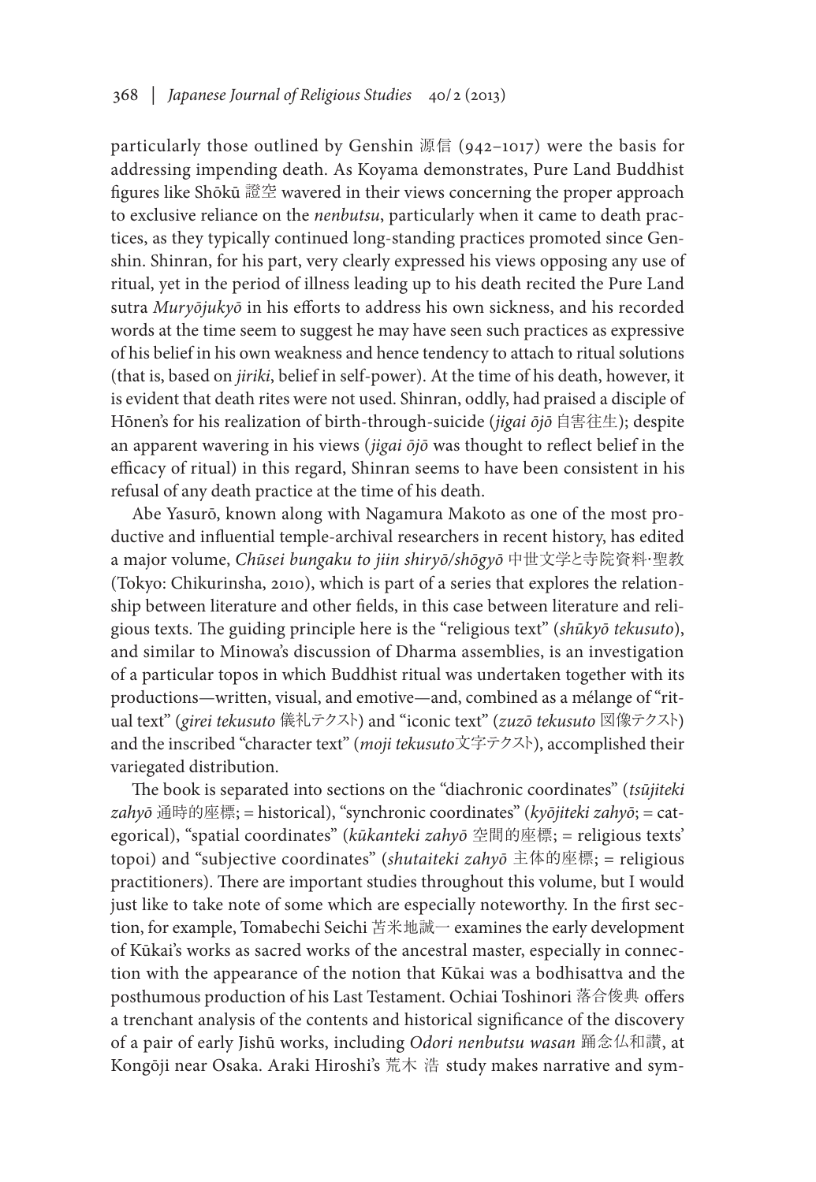particularly those outlined by Genshin 源信 (942–1017) were the basis for addressing impending death. As Koyama demonstrates, Pure Land Buddhist figures like Shōkū 證空 wavered in their views concerning the proper approach to exclusive reliance on the *nenbutsu*, particularly when it came to death practices, as they typically continued long-standing practices promoted since Genshin. Shinran, for his part, very clearly expressed his views opposing any use of ritual, yet in the period of illness leading up to his death recited the Pure Land sutra *Muryōjukyō* in his efforts to address his own sickness, and his recorded words at the time seem to suggest he may have seen such practices as expressive of his belief in his own weakness and hence tendency to attach to ritual solutions (that is, based on *jiriki*, belief in self-power). At the time of his death, however, it is evident that death rites were not used. Shinran, oddly, had praised a disciple of Hōnen's for his realization of birth-through-suicide (*jigai ōjō* 自害往生); despite an apparent wavering in his views (*jigai ōjō* was thought to reflect belief in the efficacy of ritual) in this regard, Shinran seems to have been consistent in his refusal of any death practice at the time of his death.

Abe Yasurō, known along with Nagamura Makoto as one of the most productive and influential temple-archival researchers in recent history, has edited a major volume, *Chūsei bungaku to jiin shiryō/shōgyō* 中世文学と寺院資料·聖教 (Tokyo: Chikurinsha, 2010), which is part of a series that explores the relationship between literature and other fields, in this case between literature and religious texts. The guiding principle here is the "religious text" (*shūkyō tekusuto*), and similar to Minowa's discussion of Dharma assemblies, is an investigation of a particular topos in which Buddhist ritual was undertaken together with its productions—written, visual, and emotive—and, combined as a mélange of "ritual text" (*girei tekusuto* 儀礼テクスト) and "iconic text" (*zuzō tekusuto* 図像テクスト) and the inscribed "character text" (*moji tekusuto*文字テクスト), accomplished their variegated distribution.

The book is separated into sections on the "diachronic coordinates" (*tsūjiteki zahyō* 通時的座標; = historical), "synchronic coordinates" (*kyōjiteki zahyō*; = categorical), "spatial coordinates" (*kūkanteki zahyō* 空間的座標; = religious texts' topoi) and "subjective coordinates" (*shutaiteki zahyō* 主体的座標; = religious practitioners). There are important studies throughout this volume, but I would just like to take note of some which are especially noteworthy. In the first section, for example, Tomabechi Seichi 苫米地誠一 examines the early development of Kūkai's works as sacred works of the ancestral master, especially in connection with the appearance of the notion that Kūkai was a bodhisattva and the posthumous production of his Last Testament. Ochiai Toshinori 落合俊典 offers a trenchant analysis of the contents and historical significance of the discovery of a pair of early Jishū works, including *Odori nenbutsu wasan* 踊念仏和讃, at Kongōji near Osaka. Araki Hiroshi's 荒木 浩 study makes narrative and sym-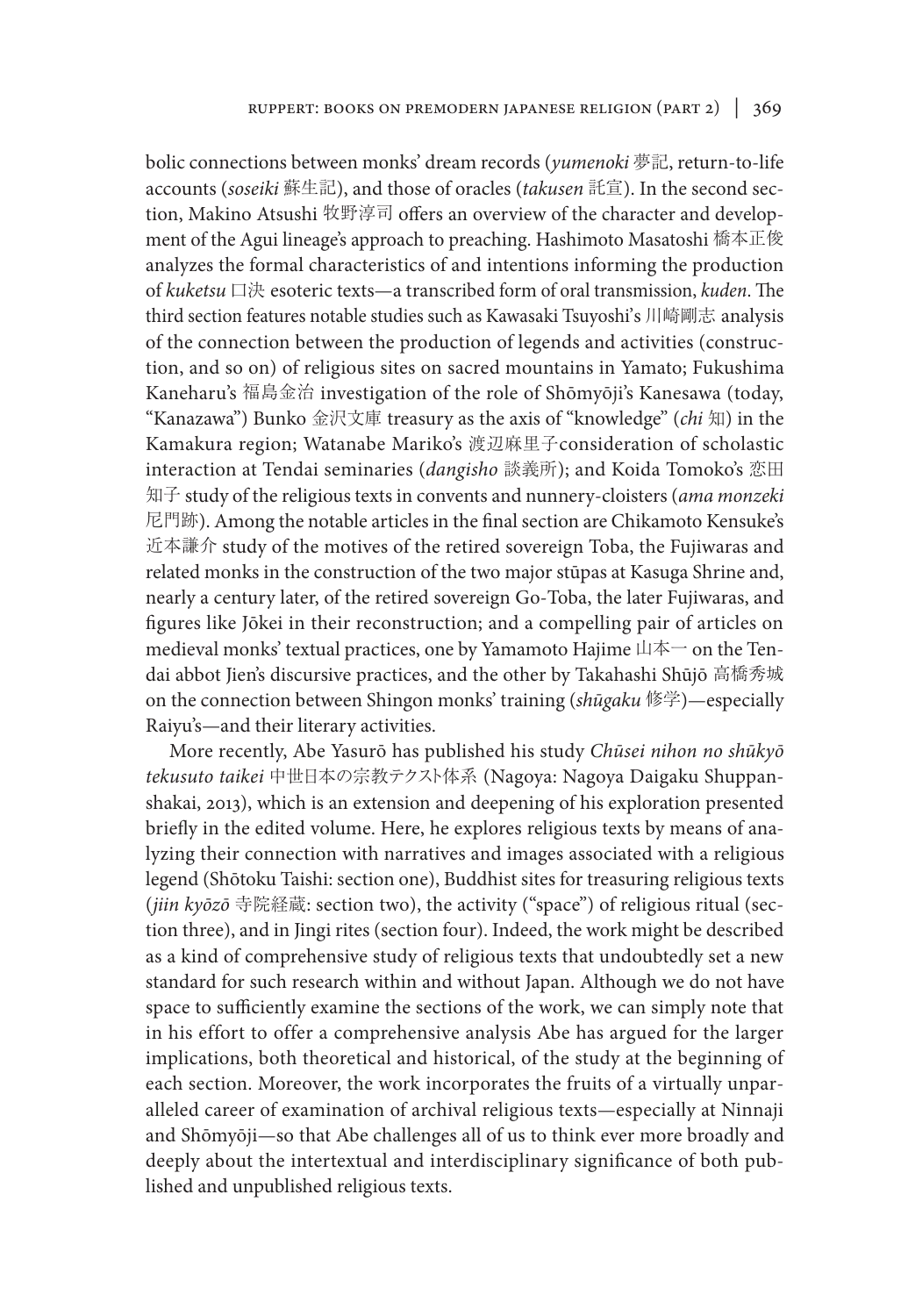bolic connections between monks' dream records (*yumenoki* 夢記, return-to-life accounts (*soseiki* 蘇生記), and those of oracles (*takusen* 託宣). In the second section, Makino Atsushi 牧野淳司 offers an overview of the character and development of the Agui lineage's approach to preaching. Hashimoto Masatoshi 橋本正俊 analyzes the formal characteristics of and intentions informing the production of *kuketsu* 口決 esoteric texts—a transcribed form of oral transmission, *kuden*. The third section features notable studies such as Kawasaki Tsuyoshi's 川崎剛志 analysis of the connection between the production of legends and activities (construction, and so on) of religious sites on sacred mountains in Yamato; Fukushima Kaneharu's 福島金治 investigation of the role of Shōmyōji's Kanesawa (today, "Kanazawa") Bunko 金沢文庫 treasury as the axis of "knowledge" (*chi* 知) in the Kamakura region; Watanabe Mariko's 渡辺麻里子consideration of scholastic interaction at Tendai seminaries (*dangisho* 談義所); and Koida Tomoko's 恋田知子 study of the religious texts in convents and nunnery-cloisters (*ama monzeki* 尼門跡). Among the notable articles in the final section are Chikamoto Kensuke's 近本謙介 study of the motives of the retired sovereign Toba, the Fujiwaras and related monks in the construction of the two major stūpas at Kasuga Shrine and, nearly a century later, of the retired sovereign Go-Toba, the later Fujiwaras, and figures like Jōkei in their reconstruction; and a compelling pair of articles on medieval monks' textual practices, one by Yamamoto Hajime 山本一 on the Tendai abbot Jien's discursive practices, and the other by Takahashi Shūjō 高橋秀城 on the connection between Shingon monks' training (*shūgaku* 修学)—especially Raiyu's—and their literary activities.

More recently, Abe Yasurō has published his study *Chūsei nihon no shūkyō tekusuto taikei* 中世日本の宗教テクスト体系 (Nagoya: Nagoya Daigaku Shuppanshakai, 2013), which is an extension and deepening of his exploration presented briefly in the edited volume. Here, he explores religious texts by means of analyzing their connection with narratives and images associated with a religious legend (Shōtoku Taishi: section one), Buddhist sites for treasuring religious texts (*jiin kyōzō* 寺院経蔵: section two), the activity ("space") of religious ritual (section three), and in Jingi rites (section four). Indeed, the work might be described as a kind of comprehensive study of religious texts that undoubtedly set a new standard for such research within and without Japan. Although we do not have space to sufficiently examine the sections of the work, we can simply note that in his effort to offer a comprehensive analysis Abe has argued for the larger implications, both theoretical and historical, of the study at the beginning of each section. Moreover, the work incorporates the fruits of a virtually unparalleled career of examination of archival religious texts—especially at Ninnaji and Shōmyōji—so that Abe challenges all of us to think ever more broadly and deeply about the intertextual and interdisciplinary significance of both published and unpublished religious texts.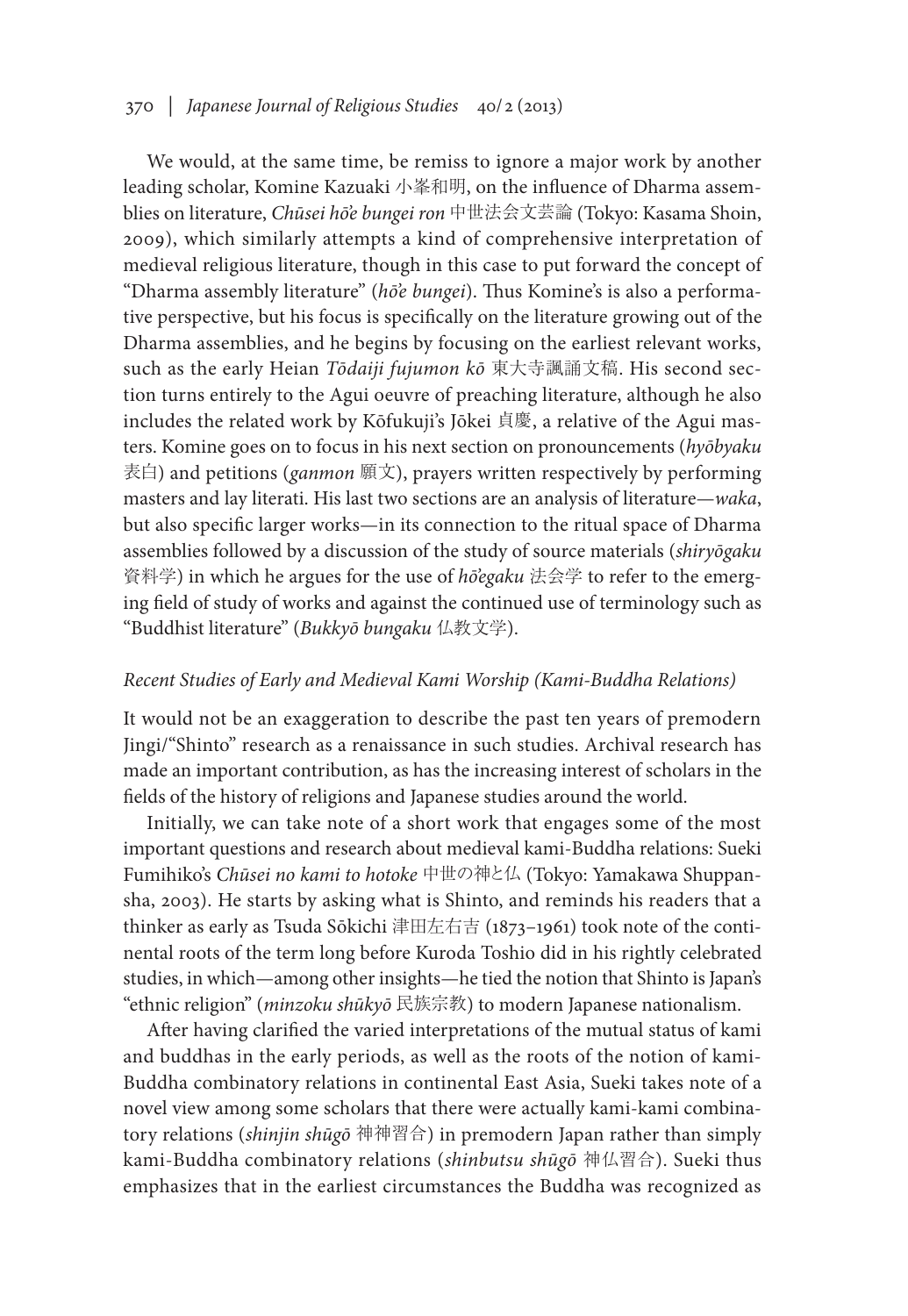We would, at the same time, be remiss to ignore a major work by another leading scholar, Komine Kazuaki 小峯和明, on the influence of Dharma assemblies on literature, *Chūsei hōe bungei ron* 中世法会文芸論 (Tokyo: Kasama Shoin, 2009), which similarly attempts a kind of comprehensive interpretation of medieval religious literature, though in this case to put forward the concept of "Dharma assembly literature" (*hōe bungei*). Thus Komine's is also a performative perspective, but his focus is specifically on the literature growing out of the Dharma assemblies, and he begins by focusing on the earliest relevant works, such as the early Heian *Tōdaiji fujumon kō* 東大寺諷誦文稿. His second section turns entirely to the Agui oeuvre of preaching literature, although he also includes the related work by Kōfukuji's Jōkei 貞慶, a relative of the Agui masters. Komine goes on to focus in his next section on pronouncements (*hyōbyaku* 表白) and petitions (*ganmon* 願文), prayers written respectively by performing masters and lay literati. His last two sections are an analysis of literature—*waka*, but also specific larger works—in its connection to the ritual space of Dharma assemblies followed by a discussion of the study of source materials (*shiryōgaku* 資料学) in which he argues for the use of *hōegaku* 法会学 to refer to the emerging field of study of works and against the continued use of terminology such as "Buddhist literature" (*Bukkyō bungaku* 仏教文学).

*Recent Studies of Early and Medieval Kami Worship (Kami-Buddha Relations)*

It would not be an exaggeration to describe the past ten years of premodern Jingi/"Shinto" research as a renaissance in such studies. Archival research has made an important contribution, as has the increasing interest of scholars in the fields of the history of religions and Japanese studies around the world.

Initially, we can take note of a short work that engages some of the most important questions and research about medieval kami-Buddha relations: Sueki Fumihiko's *Chūsei no kami to hotoke* 中世の神と仏 (Tokyo: Yamakawa Shuppansha, 2003). He starts by asking what is Shinto, and reminds his readers that a thinker as early as Tsuda Sōkichi 津田左右吉 (1873–1961) took note of the continental roots of the term long before Kuroda Toshio did in his rightly celebrated studies, in which—among other insights—he tied the notion that Shinto is Japan's "ethnic religion" (*minzoku shūkyō* 民族宗教) to modern Japanese nationalism.

After having clarified the varied interpretations of the mutual status of kami and buddhas in the early periods, as well as the roots of the notion of kami-Buddha combinatory relations in continental East Asia, Sueki takes note of a novel view among some scholars that there were actually kami-kami combinatory relations (*shinjin shūgō* 神神習合) in premodern Japan rather than simply kami-Buddha combinatory relations (*shinbutsu shūgō* 神仏習合). Sueki thus emphasizes that in the earliest circumstances the Buddha was recognized as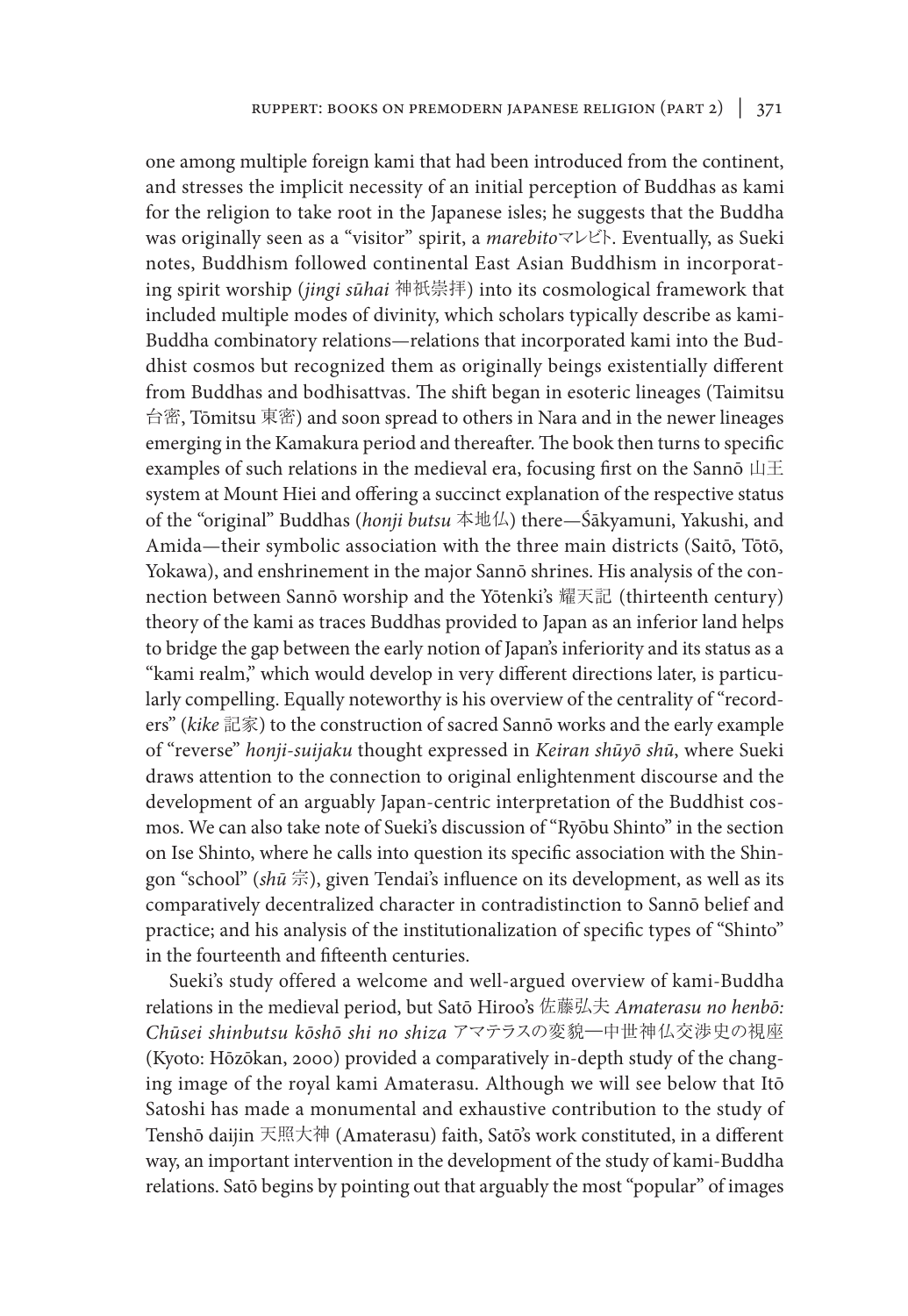one among multiple foreign kami that had been introduced from the continent, and stresses the implicit necessity of an initial perception of Buddhas as kami for the religion to take root in the Japanese isles; he suggests that the Buddha was originally seen as a "visitor" spirit, a *marebito*マレビト. Eventually, as Sueki notes, Buddhism followed continental East Asian Buddhism in incorporating spirit worship (*jingi sūhai* 神祇崇拝) into its cosmological framework that included multiple modes of divinity, which scholars typically describe as kami-Buddha combinatory relations—relations that incorporated kami into the Buddhist cosmos but recognized them as originally beings existentially different from Buddhas and bodhisattvas. The shift began in esoteric lineages (Taimitsu 台密, Tōmitsu 東密) and soon spread to others in Nara and in the newer lineages emerging in the Kamakura period and thereafter. The book then turns to specific examples of such relations in the medieval era, focusing first on the Sannō 山王 system at Mount Hiei and offering a succinct explanation of the respective status of the "original" Buddhas (*honji butsu* 本地仏) there—Śākyamuni, Yakushi, and Amida—their symbolic association with the three main districts (Saitō, Tōtō, Yokawa), and enshrinement in the major Sannō shrines. His analysis of the connection between Sannō worship and the Yōtenki's 耀天記 (thirteenth century) theory of the kami as traces Buddhas provided to Japan as an inferior land helps to bridge the gap between the early notion of Japan's inferiority and its status as a "kami realm," which would develop in very different directions later, is particularly compelling. Equally noteworthy is his overview of the centrality of "recorders" (*kike* 記家) to the construction of sacred Sannō works and the early example of "reverse" *honji-suijaku* thought expressed in *Keiran shūyō shū*, where Sueki draws attention to the connection to original enlightenment discourse and the development of an arguably Japan-centric interpretation of the Buddhist cosmos. We can also take note of Sueki's discussion of "Ryōbu Shinto" in the section on Ise Shinto, where he calls into question its specific association with the Shingon "school" (*shū* 宗), given Tendai's influence on its development, as well as its comparatively decentralized character in contradistinction to Sannō belief and practice; and his analysis of the institutionalization of specific types of "Shinto" in the fourteenth and fifteenth centuries.

Sueki's study offered a welcome and well-argued overview of kami-Buddha relations in the medieval period, but Satō Hiroo's 佐藤弘夫 *Amaterasu no henbō: Chūsei shinbutsu kōshō shi no shiza* アマテラスの変貌—中世神仏交渉史の視座 (Kyoto: Hōzōkan, 2000) provided a comparatively in-depth study of the changing image of the royal kami Amaterasu. Although we will see below that Itō Satoshi has made a monumental and exhaustive contribution to the study of Tenshō daijin 天照大神 (Amaterasu) faith, Satō's work constituted, in a different way, an important intervention in the development of the study of kami-Buddha relations. Satō begins by pointing out that arguably the most "popular" of images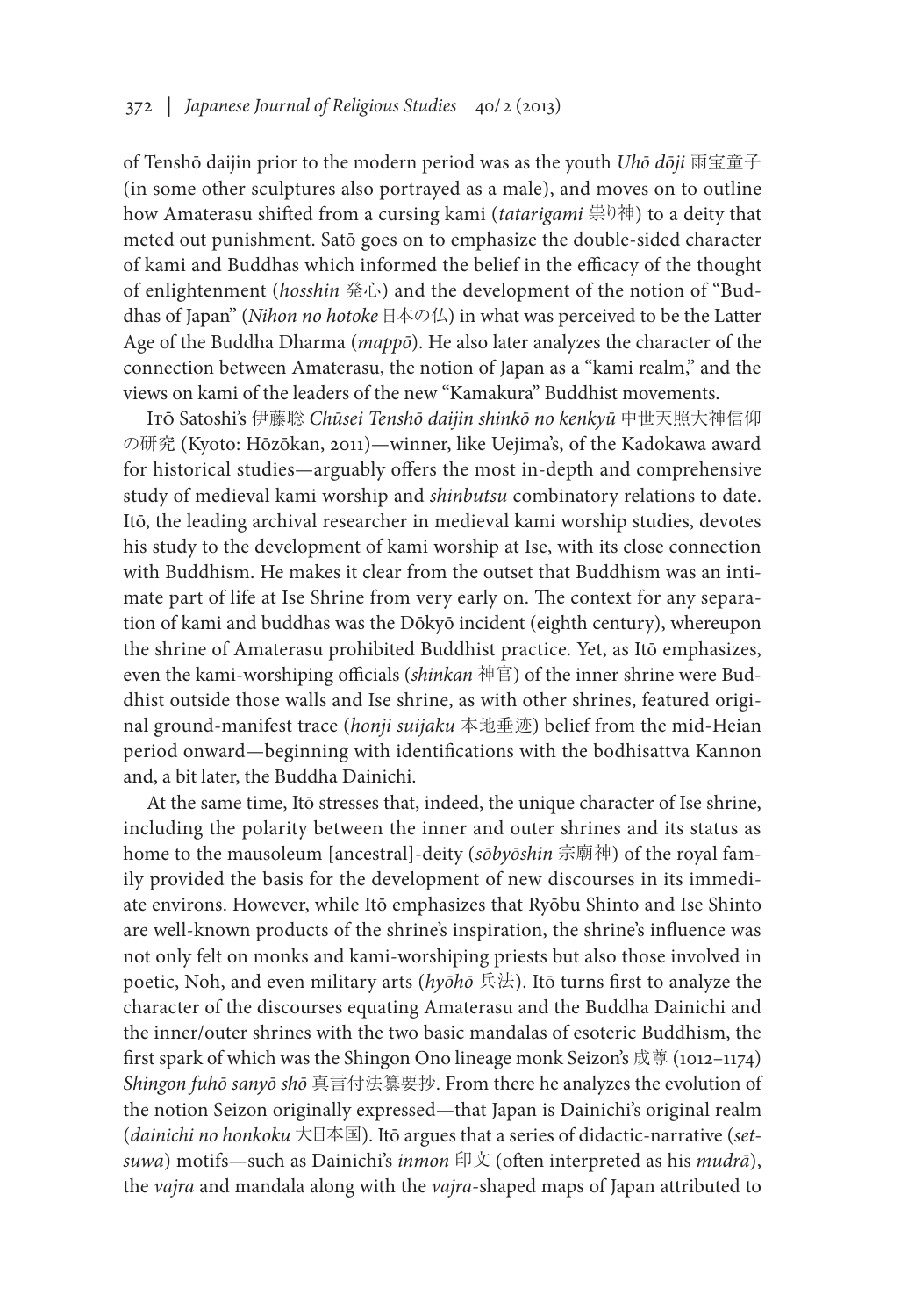of Tenshō daijin prior to the modern period was as the youth *Uhō dōji* 雨宝童子 (in some other sculptures also portrayed as a male), and moves on to outline how Amaterasu shifted from a cursing kami (*tatarigami* 祟り神) to a deity that meted out punishment. Satō goes on to emphasize the double-sided character of kami and Buddhas which informed the belief in the efficacy of the thought of enlightenment (*hosshin* 発心) and the development of the notion of "Buddhas of Japan" (*Nihon no hotoke* 日本の仏) in what was perceived to be the Latter Age of the Buddha Dharma (*mappō*). He also later analyzes the character of the connection between Amaterasu, the notion of Japan as a "kami realm," and the views on kami of the leaders of the new "Kamakura" Buddhist movements.

Itō Satoshi's 伊藤聡 *Chūsei Tenshō daijin shinkō no kenkyū* 中世天照大神信仰の研究 (Kyoto: Hōzōkan, 2011)—winner, like Uejima's, of the Kadokawa award for historical studies—arguably offers the most in-depth and comprehensive study of medieval kami worship and *shinbutsu* combinatory relations to date. Itō, the leading archival researcher in medieval kami worship studies, devotes his study to the development of kami worship at Ise, with its close connection with Buddhism. He makes it clear from the outset that Buddhism was an intimate part of life at Ise Shrine from very early on. The context for any separation of kami and buddhas was the Dōkyō incident (eighth century), whereupon the shrine of Amaterasu prohibited Buddhist practice. Yet, as Itō emphasizes, even the kami-worshiping officials (*shinkan* 神官) of the inner shrine were Buddhist outside those walls and Ise shrine, as with other shrines, featured original ground-manifest trace (*honji suijaku* 本地垂迹) belief from the mid-Heian period onward—beginning with identifications with the bodhisattva Kannon and, a bit later, the Buddha Dainichi.

At the same time, Itō stresses that, indeed, the unique character of Ise shrine, including the polarity between the inner and outer shrines and its status as home to the mausoleum [ancestral]-deity (*sōbyōshin* 宗廟神) of the royal family provided the basis for the development of new discourses in its immediate environs. However, while Itō emphasizes that Ryōbu Shinto and Ise Shinto are well-known products of the shrine's inspiration, the shrine's influence was not only felt on monks and kami-worshiping priests but also those involved in poetic, Noh, and even military arts (*hyōhō* 兵法). Itō turns first to analyze the character of the discourses equating Amaterasu and the Buddha Dainichi and the inner/outer shrines with the two basic mandalas of esoteric Buddhism, the first spark of which was the Shingon Ono lineage monk Seizon's 成尊 (1012–1174) *Shingon fuhō sanyō shō* 真言付法纂要抄. From there he analyzes the evolution of the notion Seizon originally expressed—that Japan is Dainichi's original realm (*dainichi no honkoku* 大日本国). Itō argues that a series of didactic-narrative (*setsuwa*) motifs—such as Dainichi's *inmon* 印文 (often interpreted as his *mudrā*), the *vajra* and mandala along with the *vajra*-shaped maps of Japan attributed to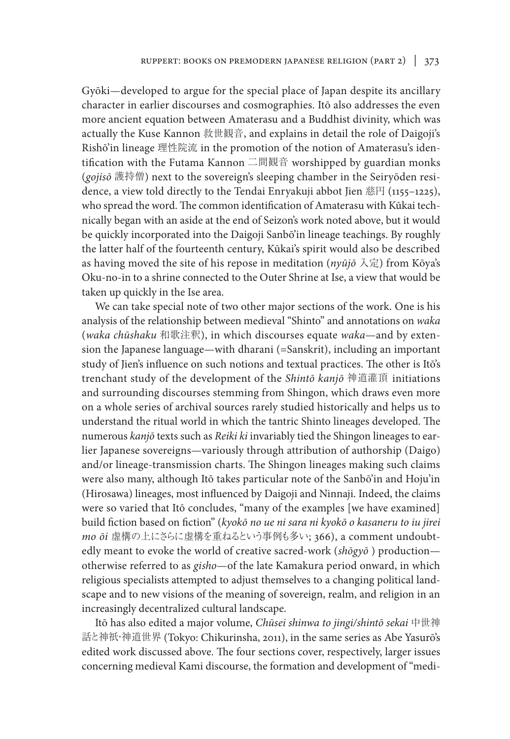Gyōki—developed to argue for the special place of Japan despite its ancillary character in earlier discourses and cosmographies. Itō also addresses the even more ancient equation between Amaterasu and a Buddhist divinity, which was actually the Kuse Kannon 救世観音, and explains in detail the role of Daigoji's Rishō'in lineage 理性院流 in the promotion of the notion of Amaterasu's identification with the Futama Kannon 二間観音 worshipped by guardian monks (*gojisō* 護持僧) next to the sovereign's sleeping chamber in the Seiryōden residence, a view told directly to the Tendai Enryakuji abbot Jien 慈円 (1155–1225), who spread the word. The common identification of Amaterasu with Kūkai technically began with an aside at the end of Seizon's work noted above, but it would be quickly incorporated into the Daigoji Sanbō'in lineage teachings. By roughly the latter half of the fourteenth century, Kūkai's spirit would also be described as having moved the site of his repose in meditation (*nyūjō* 入定) from Kōya's Oku-no-in to a shrine connected to the Outer Shrine at Ise, a view that would be taken up quickly in the Ise area.

We can take special note of two other major sections of the work. One is his analysis of the relationship between medieval "Shinto" and annotations on *waka* (*waka chūshaku* 和歌注釈), in which discourses equate *waka*—and by extension the Japanese language—with dharani (=Sanskrit), including an important study of Jien's influence on such notions and textual practices. The other is Itō's trenchant study of the development of the *Shintō kanjō* 神道灌頂 initiations and surrounding discourses stemming from Shingon, which draws even more on a whole series of archival sources rarely studied historically and helps us to understand the ritual world in which the tantric Shinto lineages developed. The numerous *kanjō* texts such as *Reiki ki* invariably tied the Shingon lineages to earlier Japanese sovereigns—variously through attribution of authorship (Daigo) and/or lineage-transmission charts. The Shingon lineages making such claims were also many, although Itō takes particular note of the Sanbō'in and Hoju'in (Hirosawa) lineages, most influenced by Daigoji and Ninnaji. Indeed, the claims were so varied that Itō concludes, "many of the examples [we have examined] build fiction based on fiction" (*kyokō no ue ni sara ni kyokō o kasaneru to iu jirei mo ōi* 虚構の上にさらに虚構を重ねるという事例も多い; 366), a comment undoubtedly meant to evoke the world of creative sacred-work (*shōgyō* ) production—otherwise referred to as *gisho*—of the late Kamakura period onward, in which religious specialists attempted to adjust themselves to a changing political landscape and to new visions of the meaning of sovereign, realm, and religion in an increasingly decentralized cultural landscape.

Itō has also edited a major volume, *Chūsei shinwa to jingi/shintō sekai* 中世神話と神祇·神道世界 (Tokyo: Chikurinsha, 2011), in the same series as Abe Yasurō's edited work discussed above. The four sections cover, respectively, larger issues concerning medieval Kami discourse, the formation and development of "medi-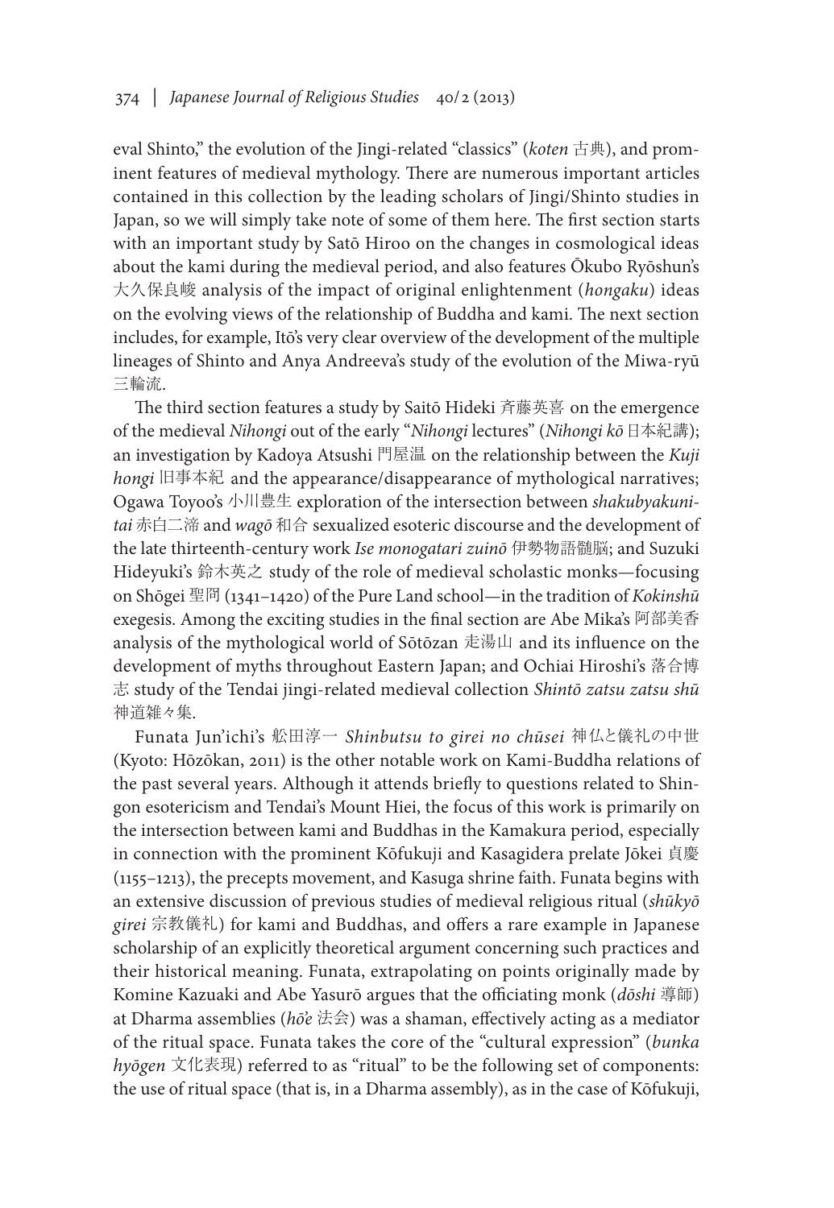eval Shinto," the evolution of the Jingi-related "classics" (*koten* 古典), and prominent features of medieval mythology. There are numerous important articles contained in this collection by the leading scholars of Jingi/Shinto studies in Japan, so we will simply take note of some of them here. The first section starts with an important study by Satō Hiroo on the changes in cosmological ideas about the kami during the medieval period, and also features Ōkubo Ryōshun's 大久保良峻 analysis of the impact of original enlightenment (*hongaku*) ideas on the evolving views of the relationship of Buddha and kami. The next section includes, for example, Itō's very clear overview of the development of the multiple lineages of Shinto and Anya Andreeva's study of the evolution of the Miwa-ryū 三輪流.

The third section features a study by Saitō Hideki 斉藤英喜 on the emergence of the medieval *Nihongi* out of the early "*Nihongi* lectures" (*Nihongi kō* 日本紀講); an investigation by Kadoya Atsushi 門屋温 on the relationship between the *Kuji hongi* 旧事本紀 and the appearance/disappearance of mythological narratives; Ogawa Toyoo's 小川豊生 exploration of the intersection between *shakubyakunitai* 赤白二渧 and *wagō* 和合 sexualized esoteric discourse and the development of the late thirteenth-century work *Ise monogatari zuinō* 伊勢物語髄脳; and Suzuki Hideyuki's 鈴木英之 study of the role of medieval scholastic monks—focusing on Shōgei 聖冏 (1341–1420) of the Pure Land school—in the tradition of *Kokinshū* exegesis. Among the exciting studies in the final section are Abe Mika's 阿部美香 analysis of the mythological world of Sōtōzan 走湯山 and its influence on the development of myths throughout Eastern Japan; and Ochiai Hiroshi's 落合博志 study of the Tendai jingi-related medieval collection *Shintō zatsu zatsu shū* 神道雑々集.

Funata Jun'ichi's 舩田淳一 *Shinbutsu to girei no chūsei* 神仏と儀礼の中世 (Kyoto: Hōzōkan, 2011) is the other notable work on Kami-Buddha relations of the past several years. Although it attends briefly to questions related to Shingon esotericism and Tendai's Mount Hiei, the focus of this work is primarily on the intersection between kami and Buddhas in the Kamakura period, especially in connection with the prominent Kōfukuji and Kasagidera prelate Jōkei 貞慶 (1155–1213), the precepts movement, and Kasuga shrine faith. Funata begins with an extensive discussion of previous studies of medieval religious ritual (*shūkyō girei* 宗教儀礼) for kami and Buddhas, and offers a rare example in Japanese scholarship of an explicitly theoretical argument concerning such practices and their historical meaning. Funata, extrapolating on points originally made by Komine Kazuaki and Abe Yasurō argues that the officiating monk (*dōshi* 導師) at Dharma assemblies (*hō'e* 法会) was a shaman, effectively acting as a mediator of the ritual space. Funata takes the core of the "cultural expression" (*bunka hyōgen* 文化表現) referred to as "ritual" to be the following set of components: the use of ritual space (that is, in a Dharma assembly), as in the case of Kōfukuji,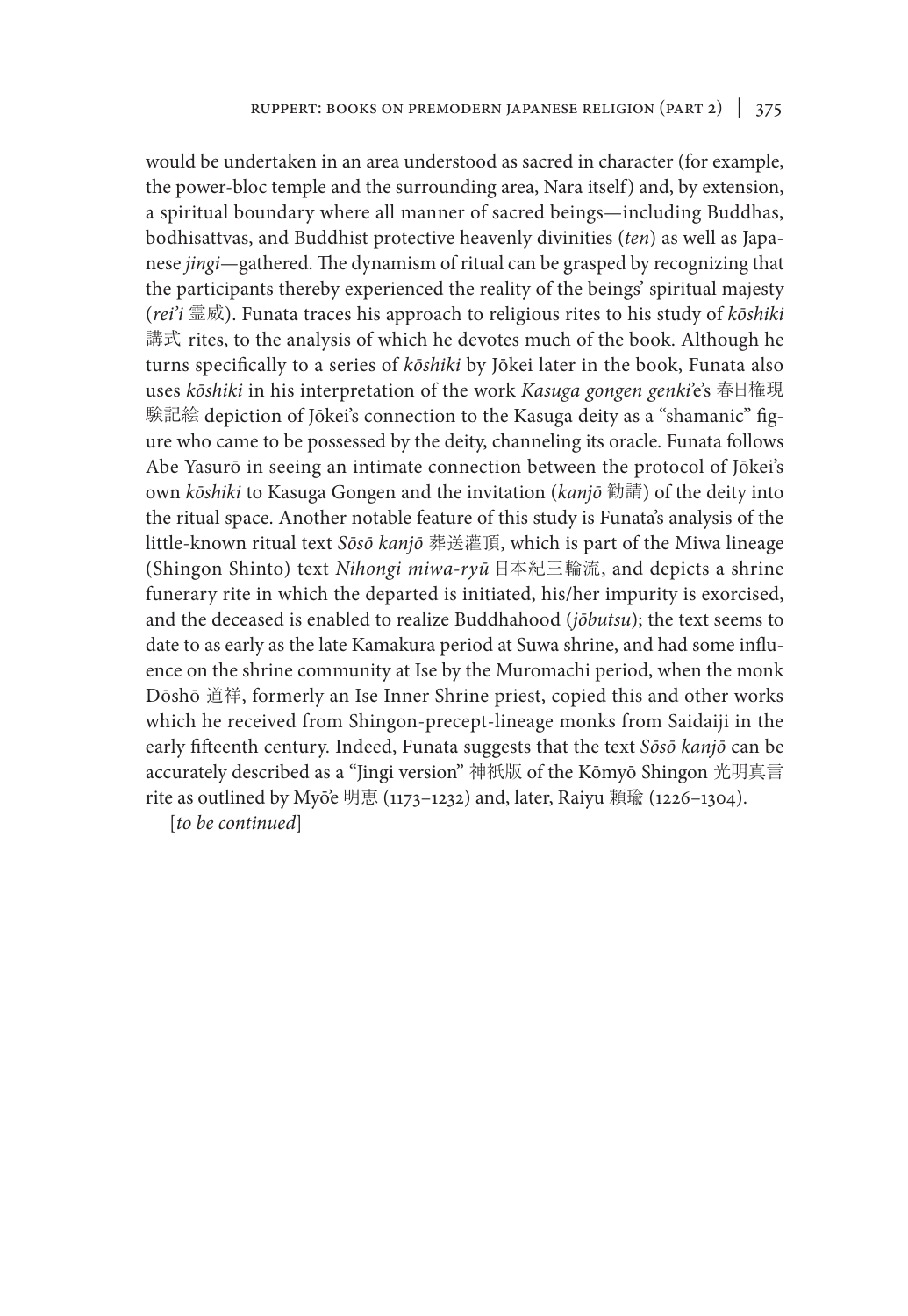would be undertaken in an area understood as sacred in character (for example, the power-bloc temple and the surrounding area, Nara itself) and, by extension, a spiritual boundary where all manner of sacred beings—including Buddhas, bodhisattvas, and Buddhist protective heavenly divinities (*ten*) as well as Japanese *jingi*—gathered. The dynamism of ritual can be grasped by recognizing that the participants thereby experienced the reality of the beings' spiritual majesty (*rei'i* 霊威). Funata traces his approach to religious rites to his study of *kōshiki* 講式 rites, to the analysis of which he devotes much of the book. Although he turns specifically to a series of *kōshiki* by Jōkei later in the book, Funata also uses *kōshiki* in his interpretation of the work *Kasuga gongen genki*'e's 春日権現験記絵 depiction of Jōkei's connection to the Kasuga deity as a "shamanic" figure who came to be possessed by the deity, channeling its oracle. Funata follows Abe Yasurō in seeing an intimate connection between the protocol of Jōkei's own *kōshiki* to Kasuga Gongen and the invitation (*kanjō* 勧請) of the deity into the ritual space. Another notable feature of this study is Funata's analysis of the little-known ritual text *Sōsō kanjō* 葬送灌頂, which is part of the Miwa lineage (Shingon Shinto) text *Nihongi miwa-ryū* 日本紀三輪流, and depicts a shrine funerary rite in which the departed is initiated, his/her impurity is exorcised, and the deceased is enabled to realize Buddhahood (*jōbutsu*); the text seems to date to as early as the late Kamakura period at Suwa shrine, and had some influence on the shrine community at Ise by the Muromachi period, when the monk Dōshō 道祥, formerly an Ise Inner Shrine priest, copied this and other works which he received from Shingon-precept-lineage monks from Saidaiji in the early fifteenth century. Indeed, Funata suggests that the text *Sōsō kanjō* can be accurately described as a "Jingi version" 神祇版 of the Kōmyō Shingon 光明真言 rite as outlined by Myōe 明恵 (1173–1232) and, later, Raiyu 頼瑜 (1226–1304).

[*to be continued*]